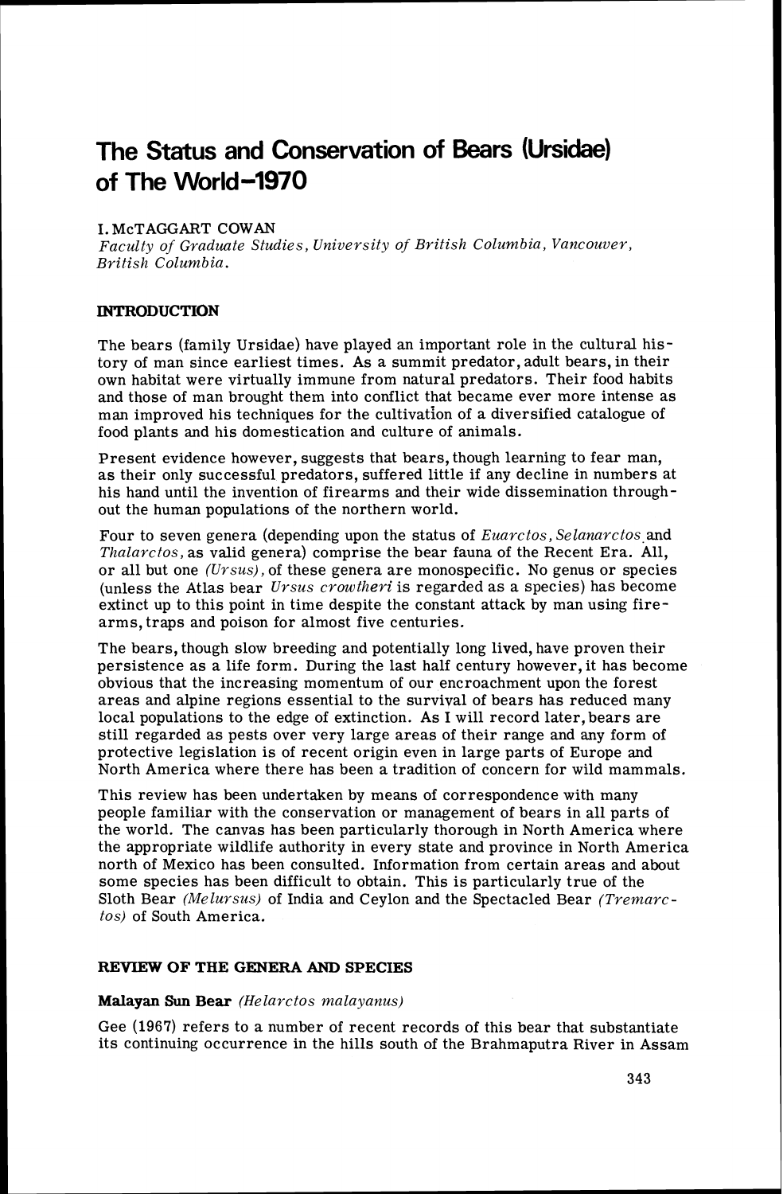# The Status and Conservation of Bears (Ursidae) of The World–1970

I. McTAGGART COWAN

*Faculty of Graduate Studies, University of British Columbia, Vancouver, British Columbia.*

## INTRODUCTION

The bears (family Ursidae) have played an important role in the cultural history of man since earliest times. As a summit predator, adult bears, in their own habitat were virtually immune from natural predators. Their food habits and those of man brought them into conflict that became ever more intense as man improved his techniques for the cultivation of a diversified catalogue of food plants and his domestication and culture of animals.

Present evidence however, suggests that bears, though learning to fear man, as their only successful predators, suffered little if any decline in numbers at his hand until the invention of firearms and their wide dissemination throughout the human populations of the northern world.

Four to seven genera (depending upon the status of *Euarctos*, *Selanarctos* and *Thalarctos*, as valid genera) comprise the bear fauna of the Recent Era. All, or all but one *(Ursus)*, of these genera are monospecific. No genus or species (unless the Atlas bear *Ursus crowtheri* is regarded as a species) has become extinct up to this point in time despite the constant attack by man using firearms, traps and poison for almost five centuries.

The bears, though slow breeding and potentially long lived, have proven their persistence as a life form. During the last half century however, it has become obvious that the increasing momentum of our encroachment upon the forest areas and alpine regions essential to the survival of bears has reduced many local populations to the edge of extinction. As I will record later, bears are still regarded as pests over very large areas of their range and any form of protective legislation is of recent origin even in large parts of Europe and North America where there has been a tradition of concern for wild mammals.

This review has been undertaken by means of correspondence with many people familiar with the conservation or management of bears in all parts of the world. The canvas has been particularly thorough in North America where the appropriate wildlife authority in every state and province in North America north of Mexico has been consulted. Information from certain areas and about some species has been difficult to obtain. This is particularly true of the Sloth Bear *(Melursus)* of India and Ceylon and the Spectacled Bear *(Tremarctos)* of South America.

## REVIEW OF THE GENERA AND SPECIES

### Malayan Sun Bear *(Helarctos malayanus)*

Gee (1967) refers to a number of recent records of this bear that substantiate its continuing occurrence in the hills south of the Brahmaputra River in Assam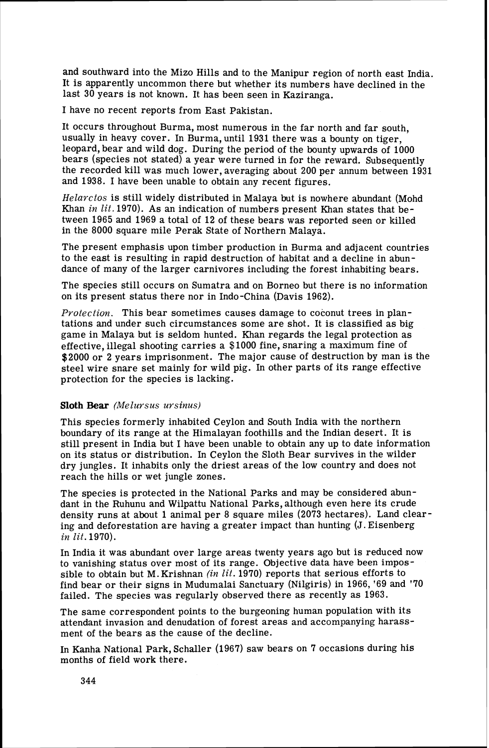and southward into the Mizo Hills and to the Manipur region of north east India. It is apparently uncommon there but whether its numbers have declined in the last 30 years is not known. It has been seen in Kaziranga.

I have no recent reports from East Pakistan.

It occurs throughout Burma, most numerous in the far north and far south, usually in heavy cover. In Burma, until 1931 there was a bounty on tiger, leopard, bear and wild dog. During the period of the bounty upwards of 1000 bears (species not stated) a year were turned in for the reward. Subsequently the recorded kill was much lower, averaging about 200 per annum between 1931 and 1938. I have been unable to obtain any recent figures.

*Helarctos* is still widely distributed in Malaya but is nowhere abundant (Mohd Khan *in lit.* 1970). As an indication of numbers present Khan states that between 1965 and 1969 a total of 12 of these bears was reported seen or killed in the 8000 square mile Perak State of Northern Malaya.

The present emphasis upon timber production in Burma and adjacent countries to the east is resulting in rapid destruction of habitat and a decline in abundance of many of the larger carnivores including the forest inhabiting bears.

The species still occurs on Sumatra and on Borneo but there is no information on its present status there nor in Indo-China (Davis 1962).

*Protection.* This bear sometimes causes damage to coconut trees in plantations and under such circumstances some are shot. It is classified as big game in Malaya but is seldom hunted. Khan regards the legal protection as effective, illegal shooting carries a $1000 fine, snaring a maximum fine of $2000 or 2 years imprisonment. The major cause of destruction by man is the steel wire snare set mainly for wild pig. In other parts of its range effective protection for the species is lacking.

**Sloth Bear** *(Melursus ursinus)*

This species formerly inhabited Ceylon and South India with the northern boundary of its range at the Himalayan foothills and the Indian desert. It is still present in India but I have been unable to obtain any up to date information on its status or distribution. In Ceylon the Sloth Bear survives in the wilder dry jungles. It inhabits only the driest areas of the low country and does not reach the hills or wet jungle zones.

The species is protected in the National Parks and may be considered abundant in the Ruhunu and Wilpattu National Parks, although even here its crude density runs at about 1 animal per 8 square miles (2073 hectares). Land clearing and deforestation are having a greater impact than hunting (J. Eisenberg *in lit.* 1970).

In India it was abundant over large areas twenty years ago but is reduced now to vanishing status over most of its range. Objective data have been impossible to obtain but M. Krishnan *(in lit.* 1970) reports that serious efforts to find bear or their signs in Mudumalai Sanctuary (Nilgiris) in 1966, '69 and '70 failed. The species was regularly observed there as recently as 1963.

The same correspondent points to the burgeoning human population with its attendant invasion and denudation of forest areas and accompanying harassment of the bears as the cause of the decline.

In Kanha National Park, Schaller (1967) saw bears on 7 occasions during his months of field work there.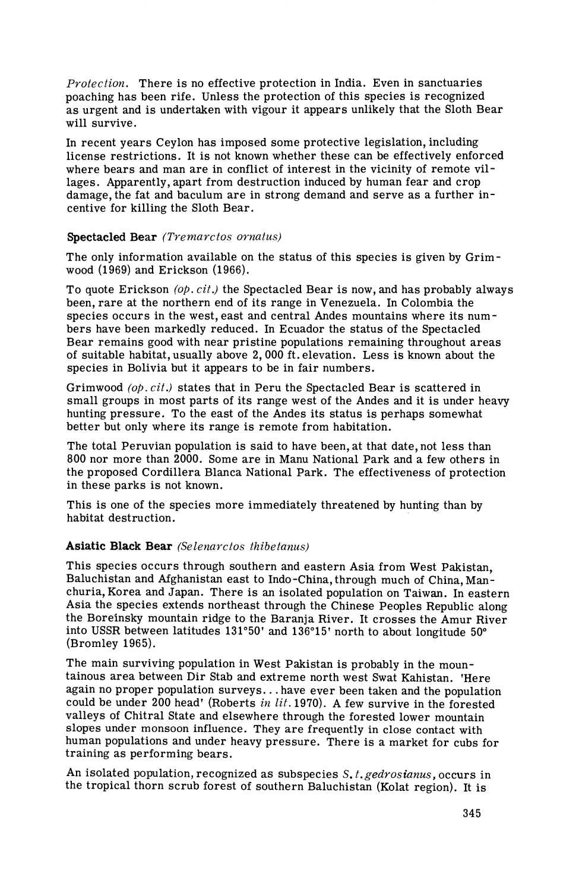*Protection.* There is no effective protection in India. Even in sanctuaries poaching has been rife. Unless the protection of this species is recognized as urgent and is undertaken with vigour it appears unlikely that the Sloth Bear will survive.

In recent years Ceylon has imposed some protective legislation, including license restrictions. It is not known whether these can be effectively enforced where bears and man are in conflict of interest in the vicinity of remote villages. Apparently, apart from destruction induced by human fear and crop damage, the fat and baculum are in strong demand and serve as a further incentive for killing the Sloth Bear.

**Spectacled Bear** *(Tremarctos ornatus)*

The only information available on the status of this species is given by Grimwood (1969) and Erickson (1966).

To quote Erickson *(op. cit.)* the Spectacled Bear is now, and has probably always been, rare at the northern end of its range in Venezuela. In Colombia the species occurs in the west, east and central Andes mountains where its numbers have been markedly reduced. In Ecuador the status of the Spectacled Bear remains good with near pristine populations remaining throughout areas of suitable habitat, usually above 2,000 ft. elevation. Less is known about the species in Bolivia but it appears to be in fair numbers.

Grimwood *(op. cit.)* states that in Peru the Spectacled Bear is scattered in small groups in most parts of its range west of the Andes and it is under heavy hunting pressure. To the east of the Andes its status is perhaps somewhat better but only where its range is remote from habitation.

The total Peruvian population is said to have been, at that date, not less than 800 nor more than 2000. Some are in Manu National Park and a few others in the proposed Cordillera Blanca National Park. The effectiveness of protection in these parks is not known.

This is one of the species more immediately threatened by hunting than by habitat destruction.

**Asiatic Black Bear** *(Selenarctos thibetanus)*

This species occurs through southern and eastern Asia from West Pakistan, Baluchistan and Afghanistan east to Indo-China, through much of China, Manchuria, Korea and Japan. There is an isolated population on Taiwan. In eastern Asia the species extends northeast through the Chinese Peoples Republic along the Boreinsky mountain ridge to the Baranja River. It crosses the Amur River into USSR between latitudes 131°50' and 136°15' north to about longitude 50° (Bromley 1965).

The main surviving population in West Pakistan is probably in the mountainous area between Dir Stab and extreme north west Swat Kahistan. 'Here again no proper population surveys... have ever been taken and the population could be under 200 head' (Roberts *in lit.* 1970). A few survive in the forested valleys of Chitral State and elsewhere through the forested lower mountain slopes under monsoon influence. They are frequently in close contact with human populations and under heavy pressure. There is a market for cubs for training as performing bears.

An isolated population, recognized as subspecies *S. t. gedrosianus*, occurs in the tropical thorn scrub forest of southern Baluchistan (Kolat region). It is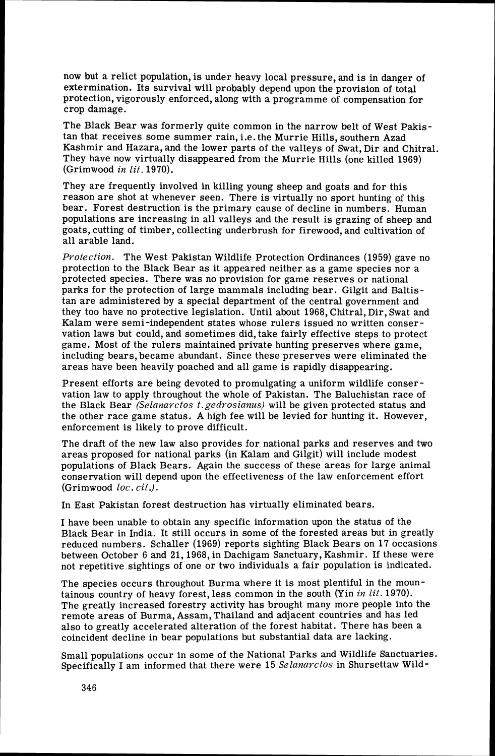now but a relict population, is under heavy local pressure, and is in danger of extermination. Its survival will probably depend upon the provision of total protection, vigorously enforced, along with a programme of compensation for crop damage.

The Black Bear was formerly quite common in the narrow belt of West Pakistan that receives some summer rain, i.e. the Murrie Hills, southern Azad Kashmir and Hazara, and the lower parts of the valleys of Swat, Dir and Chitral. They have now virtually disappeared from the Murrie Hills (one killed 1969) (Grimwood *in lit.* 1970).

They are frequently involved in killing young sheep and goats and for this reason are shot at whenever seen. There is virtually no sport hunting of this bear. Forest destruction is the primary cause of decline in numbers. Human populations are increasing in all valleys and the result is grazing of sheep and goats, cutting of timber, collecting underbrush for firewood, and cultivation of all arable land.

*Protection.* The West Pakistan Wildlife Protection Ordinances (1959) gave no protection to the Black Bear as it appeared neither as a game species nor a protected species. There was no provision for game reserves or national parks for the protection of large mammals including bear. Gilgit and Baltistan are administered by a special department of the central government and they too have no protective legislation. Until about 1968, Chitral, Dir, Swat and Kalam were semi-independent states whose rulers issued no written conservation laws but could, and sometimes did, take fairly effective steps to protect game. Most of the rulers maintained private hunting preserves where game, including bears, became abundant. Since these preserves were eliminated the areas have been heavily poached and all game is rapidly disappearing.

Present efforts are being devoted to promulgating a uniform wildlife conservation law to apply throughout the whole of Pakistan. The Baluchistan race of the Black Bear *(Selanarctos t.gedrosianus)* will be given protected status and the other race game status. A high fee will be levied for hunting it. However, enforcement is likely to prove difficult.

The draft of the new law also provides for national parks and reserves and two areas proposed for national parks (in Kalam and Gilgit) will include modest populations of Black Bears. Again the success of these areas for large animal conservation will depend upon the effectiveness of the law enforcement effort (Grimwood *loc. cit.*).

In East Pakistan forest destruction has virtually eliminated bears.

I have been unable to obtain any specific information upon the status of the Black Bear in India. It still occurs in some of the forested areas but in greatly reduced numbers. Schaller (1969) reports sighting Black Bears on 17 occasions between October 6 and 21, 1968, in Dachigam Sanctuary, Kashmir. If these were not repetitive sightings of one or two individuals a fair population is indicated.

The species occurs throughout Burma where it is most plentiful in the mountainous country of heavy forest, less common in the south (Yin *in lit.* 1970). The greatly increased forestry activity has brought many more people into the remote areas of Burma, Assam, Thailand and adjacent countries and has led also to greatly accelerated alteration of the forest habitat. There has been a coincident decline in bear populations but substantial data are lacking.

Small populations occur in some of the National Parks and Wildlife Sanctuaries. Specifically I am informed that there were 15 *Selanarctos* in Shursettaw Wild-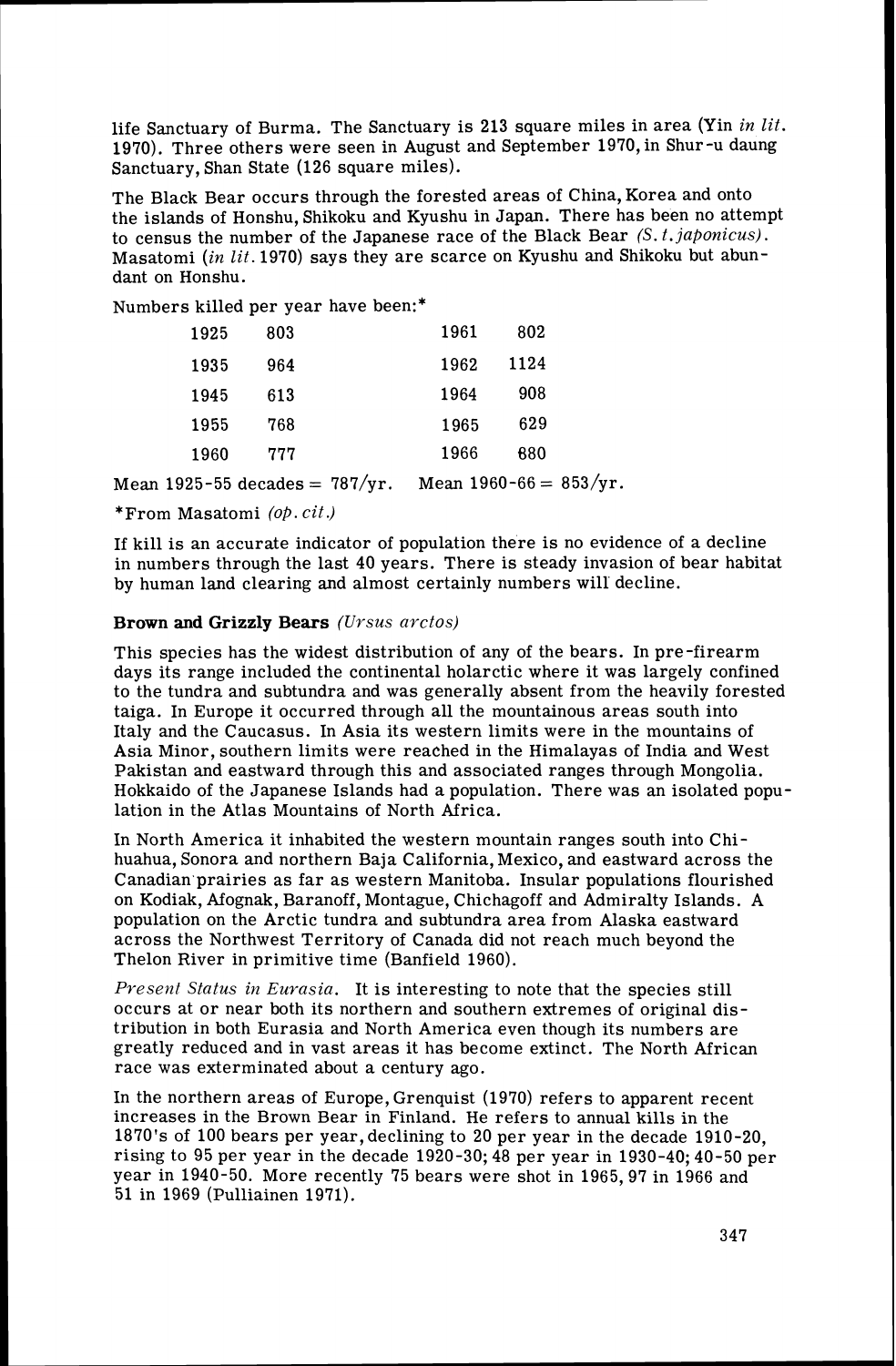life Sanctuary of Burma. The Sanctuary is 213 square miles in area (Yin *in lit.* 1970). Three others were seen in August and September 1970, in Shur-u daung Sanctuary, Shan State (126 square miles).

The Black Bear occurs through the forested areas of China, Korea and onto the islands of Honshu, Shikoku and Kyushu in Japan. There has been no attempt to census the number of the Japanese race of the Black Bear *(S. t. japonicus)*. Masatomi (*in lit.* 1970) says they are scarce on Kyushu and Shikoku but abundant on Honshu.

Numbers killed per year have been:*

| Year | Killed | Year | Killed |
|---|---|---|---|
| 1925 | 803 | 1961 | 802 |
| 1935 | 964 | 1962 | 1124 |
| 1945 | 613 | 1964 | 908 |
| 1955 | 768 | 1965 | 629 |
| 1960 | 777 | 1966 | 880 |

Mean 1925-55 decades = 787/yr. Mean 1960-66 = 853/yr.

*From Masatomi *(op. cit.)*

If kill is an accurate indicator of population there is no evidence of a decline in numbers through the last 40 years. There is steady invasion of bear habitat by human land clearing and almost certainly numbers will decline.

### Brown and Grizzly Bears *(Ursus arctos)*

This species has the widest distribution of any of the bears. In pre-firearm days its range included the continental holarctic where it was largely confined to the tundra and subtundra and was generally absent from the heavily forested taiga. In Europe it occurred through all the mountainous areas south into Italy and the Caucasus. In Asia its western limits were in the mountains of Asia Minor, southern limits were reached in the Himalayas of India and West Pakistan and eastward through this and associated ranges through Mongolia. Hokkaido of the Japanese Islands had a population. There was an isolated population in the Atlas Mountains of North Africa.

In North America it inhabited the western mountain ranges south into Chihuahua, Sonora and northern Baja California, Mexico, and eastward across the Canadian prairies as far as western Manitoba. Insular populations flourished on Kodiak, Afognak, Baranoff, Montague, Chichagoff and Admiralty Islands. A population on the Arctic tundra and subtundra area from Alaska eastward across the Northwest Territory of Canada did not reach much beyond the Thelon River in primitive time (Banfield 1960).

*Present Status in Eurasia.* It is interesting to note that the species still occurs at or near both its northern and southern extremes of original distribution in both Eurasia and North America even though its numbers are greatly reduced and in vast areas it has become extinct. The North African race was exterminated about a century ago.

In the northern areas of Europe, Grenquist (1970) refers to apparent recent increases in the Brown Bear in Finland. He refers to annual kills in the 1870's of 100 bears per year, declining to 20 per year in the decade 1910-20, rising to 95 per year in the decade 1920-30; 48 per year in 1930-40; 40-50 per year in 1940-50. More recently 75 bears were shot in 1965, 97 in 1966 and 51 in 1969 (Pulliainen 1971).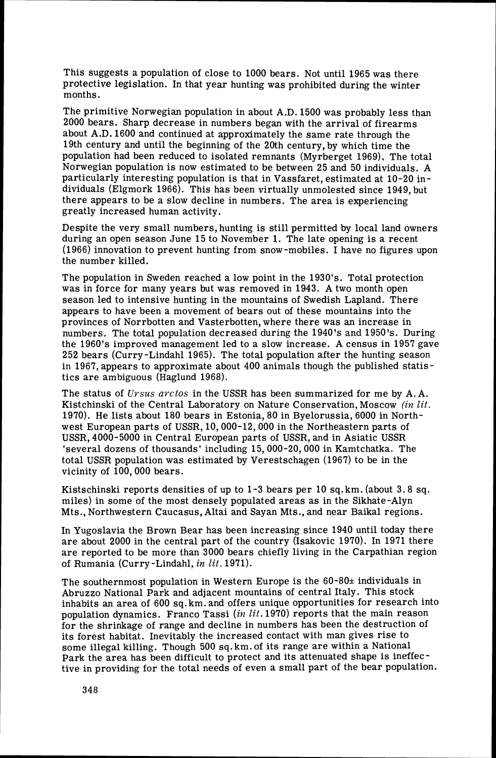This suggests a population of close to 1000 bears. Not until 1965 was there protective legislation. In that year hunting was prohibited during the winter months.

The primitive Norwegian population in about A.D. 1500 was probably less than 2000 bears. Sharp decrease in numbers began with the arrival of firearms about A.D. 1600 and continued at approximately the same rate through the 19th century and until the beginning of the 20th century, by which time the population had been reduced to isolated remnants (Myrberget 1969). The total Norwegian population is now estimated to be between 25 and 50 individuals. A particularly interesting population is that in Vassfaret, estimated at 10-20 individuals (Elgmork 1966). This has been virtually unmolested since 1949, but there appears to be a slow decline in numbers. The area is experiencing greatly increased human activity.

Despite the very small numbers, hunting is still permitted by local land owners during an open season June 15 to November 1. The late opening is a recent (1966) innovation to prevent hunting from snow-mobiles. I have no figures upon the number killed.

The population in Sweden reached a low point in the 1930's. Total protection was in force for many years but was removed in 1943. A two month open season led to intensive hunting in the mountains of Swedish Lapland. There appears to have been a movement of bears out of these mountains into the provinces of Norrbotten and Vasterbotten, where there was an increase in numbers. The total population decreased during the 1940's and 1950's. During the 1960's improved management led to a slow increase. A census in 1957 gave 252 bears (Curry-Lindahl 1965). The total population after the hunting season in 1967, appears to approximate about 400 animals though the published statistics are ambiguous (Haglund 1968).

The status of *Ursus arctos* in the USSR has been summarized for me by A.A. Kistchinski of the Central Laboratory on Nature Conservation, Moscow *(in lit.* 1970). He lists about 180 bears in Estonia, 80 in Byelorussia, 6000 in Northwest European parts of USSR, 10,000-12,000 in the Northeastern parts of USSR, 4000-5000 in Central European parts of USSR, and in Asiatic USSR 'several dozens of thousands' including 15,000-20,000 in Kamtchatka. The total USSR population was estimated by Verestschagen (1967) to be in the vicinity of 100,000 bears.

Kistschinski reports densities of up to 1-3 bears per 10 sq.km. (about 3.8 sq. miles) in some of the most densely populated areas as in the Sikhate-Alyn Mts., Northwestern Caucasus, Altai and Sayan Mts., and near Baikal regions.

In Yugoslavia the Brown Bear has been increasing since 1940 until today there are about 2000 in the central part of the country (Isakovic 1970). In 1971 there are reported to be more than 3000 bears chiefly living in the Carpathian region of Rumania (Curry-Lindahl, *in lit.* 1971).

The southernmost population in Western Europe is the 60-80± individuals in Abruzzo National Park and adjacent mountains of central Italy. This stock inhabits an area of 600 sq.km. and offers unique opportunities for research into population dynamics. Franco Tassi *(in lit.* 1970) reports that the main reason for the shrinkage of range and decline in numbers has been the destruction of its forest habitat. Inevitably the increased contact with man gives rise to some illegal killing. Though 500 sq.km. of its range are within a National Park the area has been difficult to protect and its attenuated shape is ineffective in providing for the total needs of even a small part of the bear population.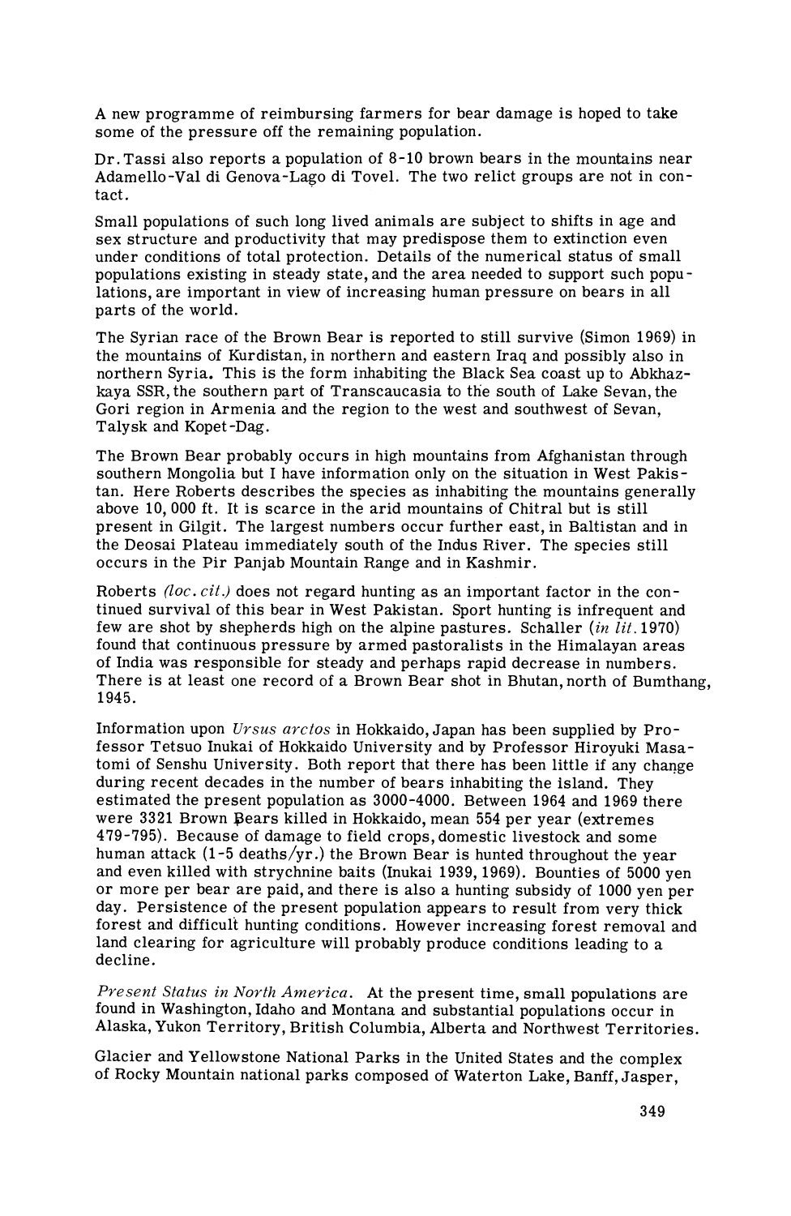A new programme of reimbursing farmers for bear damage is hoped to take some of the pressure off the remaining population.

Dr. Tassi also reports a population of 8-10 brown bears in the mountains near Adamello-Val di Genova-Lago di Tovel. The two relict groups are not in contact.

Small populations of such long lived animals are subject to shifts in age and sex structure and productivity that may predispose them to extinction even under conditions of total protection. Details of the numerical status of small populations existing in steady state, and the area needed to support such populations, are important in view of increasing human pressure on bears in all parts of the world.

The Syrian race of the Brown Bear is reported to still survive (Simon 1969) in the mountains of Kurdistan, in northern and eastern Iraq and possibly also in northern Syria. This is the form inhabiting the Black Sea coast up to Abkhazkaya SSR, the southern part of Transcaucasia to the south of Lake Sevan, the Gori region in Armenia and the region to the west and southwest of Sevan, Talysk and Kopet-Dag.

The Brown Bear probably occurs in high mountains from Afghanistan through southern Mongolia but I have information only on the situation in West Pakistan. Here Roberts describes the species as inhabiting the mountains generally above 10,000 ft. It is scarce in the arid mountains of Chitral but is still present in Gilgit. The largest numbers occur further east, in Baltistan and in the Deosai Plateau immediately south of the Indus River. The species still occurs in the Pir Panjab Mountain Range and in Kashmir.

Roberts *(loc. cit.)* does not regard hunting as an important factor in the continued survival of this bear in West Pakistan. Sport hunting is infrequent and few are shot by shepherds high on the alpine pastures. Schaller *(in lit.* 1970) found that continuous pressure by armed pastoralists in the Himalayan areas of India was responsible for steady and perhaps rapid decrease in numbers. There is at least one record of a Brown Bear shot in Bhutan, north of Bumthang, 1945.

Information upon *Ursus arctos* in Hokkaido, Japan has been supplied by Professor Tetsuo Inukai of Hokkaido University and by Professor Hiroyuki Masatomi of Senshu University. Both report that there has been little if any change during recent decades in the number of bears inhabiting the island. They estimated the present population as 3000-4000. Between 1964 and 1969 there were 3321 Brown Bears killed in Hokkaido, mean 554 per year (extremes 479-795). Because of damage to field crops, domestic livestock and some human attack (1-5 deaths/yr.) the Brown Bear is hunted throughout the year and even killed with strychnine baits (Inukai 1939, 1969). Bounties of 5000 yen or more per bear are paid, and there is also a hunting subsidy of 1000 yen per day. Persistence of the present population appears to result from very thick forest and difficult hunting conditions. However increasing forest removal and land clearing for agriculture will probably produce conditions leading to a decline.

*Present Status in North America.* At the present time, small populations are found in Washington, Idaho and Montana and substantial populations occur in Alaska, Yukon Territory, British Columbia, Alberta and Northwest Territories.

Glacier and Yellowstone National Parks in the United States and the complex of Rocky Mountain national parks composed of Waterton Lake, Banff, Jasper,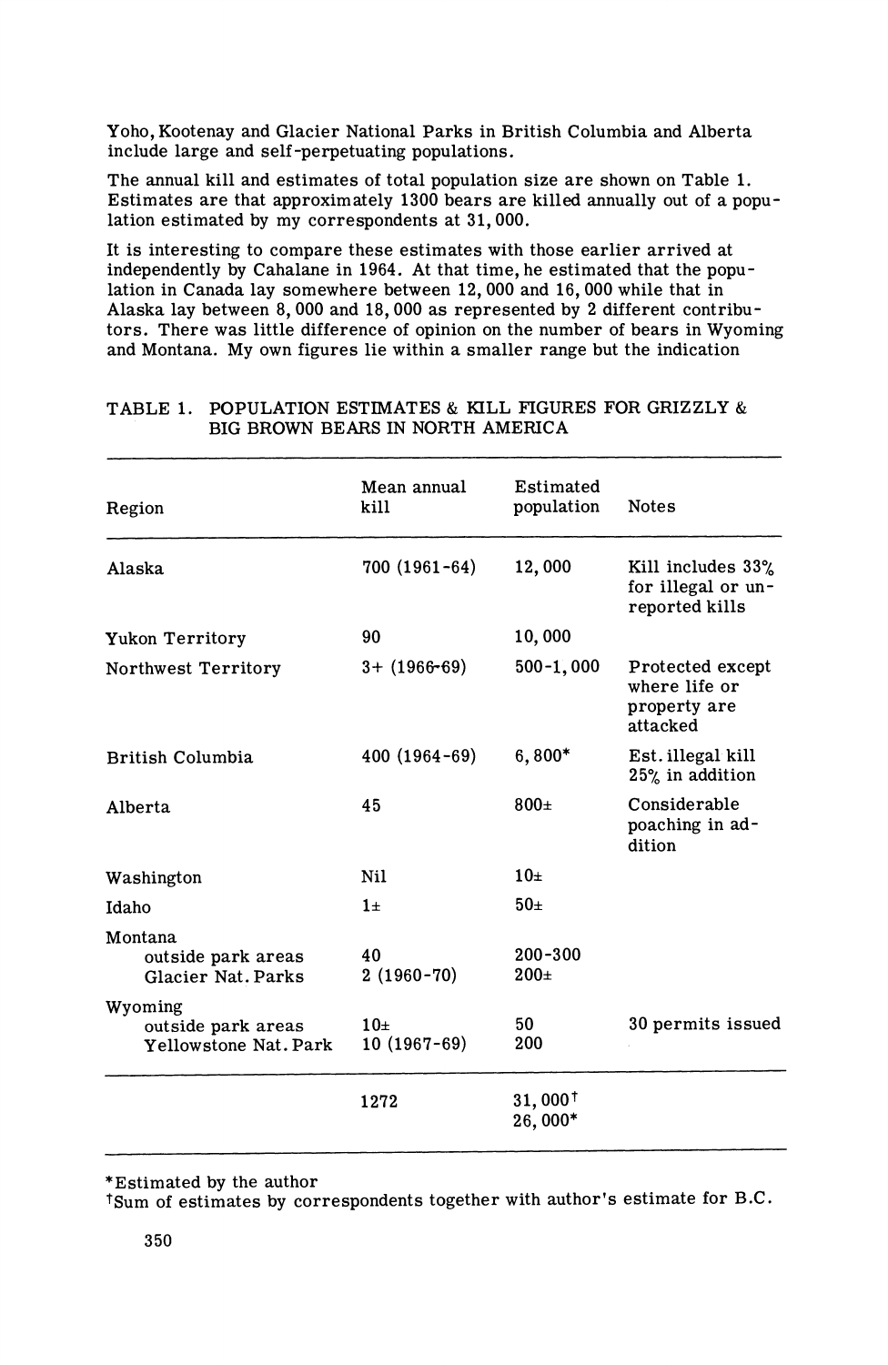Yoho, Kootenay and Glacier National Parks in British Columbia and Alberta include large and self-perpetuating populations.

The annual kill and estimates of total population size are shown on Table 1. Estimates are that approximately 1300 bears are killed annually out of a population estimated by my correspondents at 31,000.

It is interesting to compare these estimates with those earlier arrived at independently by Cahalane in 1964. At that time, he estimated that the population in Canada lay somewhere between 12,000 and 16,000 while that in Alaska lay between 8,000 and 18,000 as represented by 2 different contributors. There was little difference of opinion on the number of bears in Wyoming and Montana. My own figures lie within a smaller range but the indication

TABLE 1. POPULATION ESTIMATES & KILL FIGURES FOR GRIZZLY & BIG BROWN BEARS IN NORTH AMERICA

| Region | Mean annual kill | Estimated population | Notes |
|---|---|---|---|
| Alaska | 700 (1961-64) | 12,000 | Kill includes 33% for illegal or unreported kills |
| Yukon Territory | 90 | 10,000 | |
| Northwest Territory | 3+ (1966-69) | 500-1,000 | Protected except where life or property are attacked |
| British Columbia | 400 (1964-69) | 6,800* | Est. illegal kill 25% in addition |
| Alberta | 45 | 800± | Considerable poaching in addition |
| Washington | Nil | 10± | |
| Idaho | 1± | 50± | |
| Montana | | | |
| outside park areas | 40 | 200-300 | |
| Glacier Nat. Parks | 2 (1960-70) | 200± | |
| Wyoming | | | |
| outside park areas | 10± | 50 | 30 permits issued |
| Yellowstone Nat. Park | 10 (1967-69) | 200 | |
| | 1272 | 31,000† 26,000* | |

*Estimated by the author

†Sum of estimates by correspondents together with author's estimate for B.C.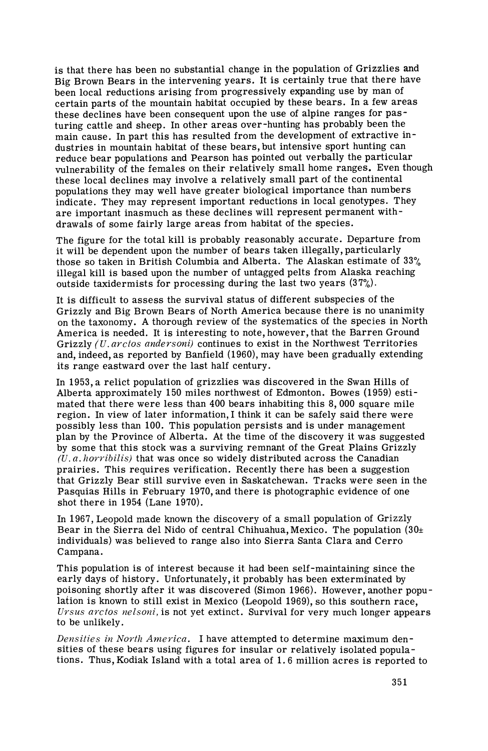is that there has been no substantial change in the population of Grizzlies and Big Brown Bears in the intervening years. It is certainly true that there have been local reductions arising from progressively expanding use by man of certain parts of the mountain habitat occupied by these bears. In a few areas these declines have been consequent upon the use of alpine ranges for pasturing cattle and sheep. In other areas over-hunting has probably been the main cause. In part this has resulted from the development of extractive industries in mountain habitat of these bears, but intensive sport hunting can reduce bear populations and Pearson has pointed out verbally the particular vulnerability of the females on their relatively small home ranges. Even though these local declines may involve a relatively small part of the continental populations they may well have greater biological importance than numbers indicate. They may represent important reductions in local genotypes. They are important inasmuch as these declines will represent permanent withdrawals of some fairly large areas from habitat of the species.

The figure for the total kill is probably reasonably accurate. Departure from it will be dependent upon the number of bears taken illegally, particularly those so taken in British Columbia and Alberta. The Alaskan estimate of 33% illegal kill is based upon the number of untagged pelts from Alaska reaching outside taxidermists for processing during the last two years (37%).

It is difficult to assess the survival status of different subspecies of the Grizzly and Big Brown Bears of North America because there is no unanimity on the taxonomy. A thorough review of the systematics of the species in North America is needed. It is interesting to note, however, that the Barren Ground Grizzly *(U. arctos andersoni)* continues to exist in the Northwest Territories and, indeed, as reported by Banfield (1960), may have been gradually extending its range eastward over the last half century.

In 1953, a relict population of grizzlies was discovered in the Swan Hills of Alberta approximately 150 miles northwest of Edmonton. Bowes (1959) estimated that there were less than 400 bears inhabiting this 8,000 square mile region. In view of later information, I think it can be safely said there were possibly less than 100. This population persists and is under management plan by the Province of Alberta. At the time of the discovery it was suggested by some that this stock was a surviving remnant of the Great Plains Grizzly *(U. a. horribilis)* that was once so widely distributed across the Canadian prairies. This requires verification. Recently there has been a suggestion that Grizzly Bear still survive even in Saskatchewan. Tracks were seen in the Pasquias Hills in February 1970, and there is photographic evidence of one shot there in 1954 (Lane 1970).

In 1967, Leopold made known the discovery of a small population of Grizzly Bear in the Sierra del Nido of central Chihuahua, Mexico. The population (30± individuals) was believed to range also into Sierra Santa Clara and Cerro Campana.

This population is of interest because it had been self-maintaining since the early days of history. Unfortunately, it probably has been exterminated by poisoning shortly after it was discovered (Simon 1966). However, another population is known to still exist in Mexico (Leopold 1969), so this southern race, *Ursus arctos nelsoni*, is not yet extinct. Survival for very much longer appears to be unlikely.

*Densities in North America.* I have attempted to determine maximum densities of these bears using figures for insular or relatively isolated populations. Thus, Kodiak Island with a total area of 1.6 million acres is reported to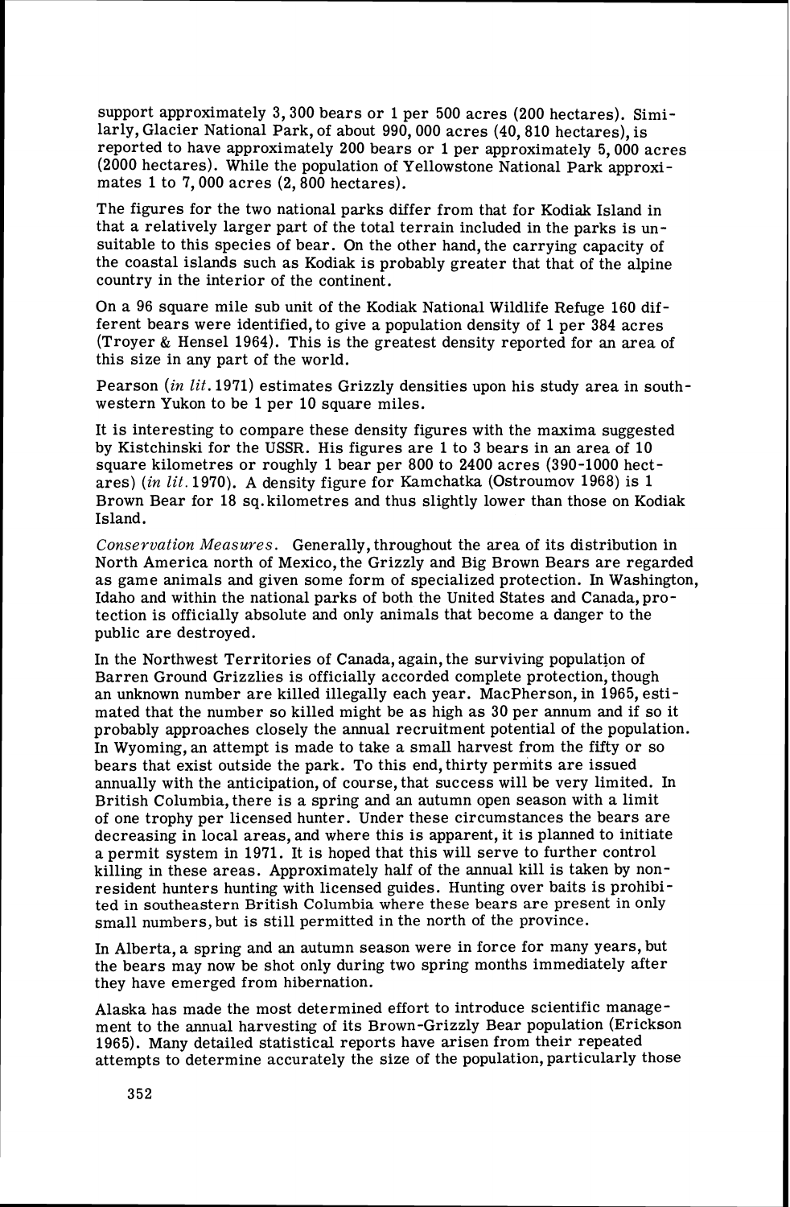support approximately 3,300 bears or 1 per 500 acres (200 hectares). Similarly, Glacier National Park, of about 990,000 acres (40,810 hectares), is reported to have approximately 200 bears or 1 per approximately 5,000 acres (2000 hectares). While the population of Yellowstone National Park approximates 1 to 7,000 acres (2,800 hectares).

The figures for the two national parks differ from that for Kodiak Island in that a relatively larger part of the total terrain included in the parks is unsuitable to this species of bear. On the other hand, the carrying capacity of the coastal islands such as Kodiak is probably greater that that of the alpine country in the interior of the continent.

On a 96 square mile sub unit of the Kodiak National Wildlife Refuge 160 different bears were identified, to give a population density of 1 per 384 acres (Troyer & Hensel 1964). This is the greatest density reported for an area of this size in any part of the world.

Pearson (*in lit.* 1971) estimates Grizzly densities upon his study area in southwestern Yukon to be 1 per 10 square miles.

It is interesting to compare these density figures with the maxima suggested by Kistchinski for the USSR. His figures are 1 to 3 bears in an area of 10 square kilometres or roughly 1 bear per 800 to 2400 acres (390-1000 hectares) (*in lit.* 1970). A density figure for Kamchatka (Ostroumov 1968) is 1 Brown Bear for 18 sq. kilometres and thus slightly lower than those on Kodiak Island.

*Conservation Measures.* Generally, throughout the area of its distribution in North America north of Mexico, the Grizzly and Big Brown Bears are regarded as game animals and given some form of specialized protection. In Washington, Idaho and within the national parks of both the United States and Canada, protection is officially absolute and only animals that become a danger to the public are destroyed.

In the Northwest Territories of Canada, again, the surviving population of Barren Ground Grizzlies is officially accorded complete protection, though an unknown number are killed illegally each year. MacPherson, in 1965, estimated that the number so killed might be as high as 30 per annum and if so it probably approaches closely the annual recruitment potential of the population. In Wyoming, an attempt is made to take a small harvest from the fifty or so bears that exist outside the park. To this end, thirty permits are issued annually with the anticipation, of course, that success will be very limited. In British Columbia, there is a spring and an autumn open season with a limit of one trophy per licensed hunter. Under these circumstances the bears are decreasing in local areas, and where this is apparent, it is planned to initiate a permit system in 1971. It is hoped that this will serve to further control killing in these areas. Approximately half of the annual kill is taken by non-resident hunters hunting with licensed guides. Hunting over baits is prohibited in southeastern British Columbia where these bears are present in only small numbers, but is still permitted in the north of the province.

In Alberta, a spring and an autumn season were in force for many years, but the bears may now be shot only during two spring months immediately after they have emerged from hibernation.

Alaska has made the most determined effort to introduce scientific management to the annual harvesting of its Brown-Grizzly Bear population (Erickson 1965). Many detailed statistical reports have arisen from their repeated attempts to determine accurately the size of the population, particularly those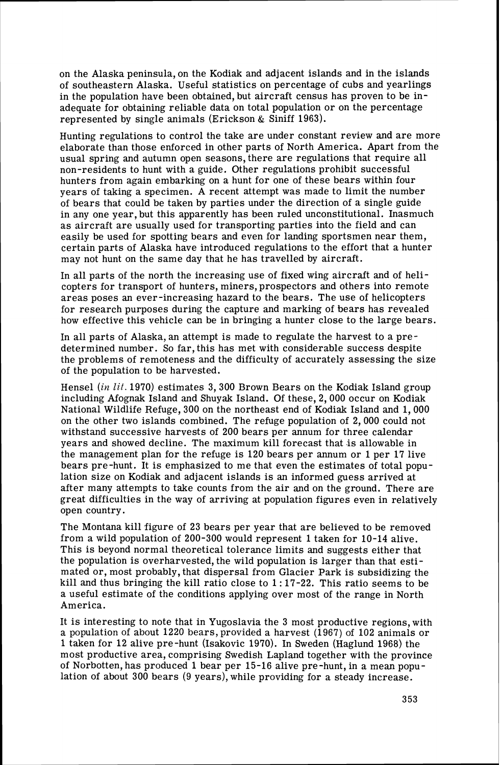on the Alaska peninsula, on the Kodiak and adjacent islands and in the islands of southeastern Alaska. Useful statistics on percentage of cubs and yearlings in the population have been obtained, but aircraft census has proven to be inadequate for obtaining reliable data on total population or on the percentage represented by single animals (Erickson & Siniff 1963).

Hunting regulations to control the take are under constant review and are more elaborate than those enforced in other parts of North America. Apart from the usual spring and autumn open seasons, there are regulations that require all non-residents to hunt with a guide. Other regulations prohibit successful hunters from again embarking on a hunt for one of these bears within four years of taking a specimen. A recent attempt was made to limit the number of bears that could be taken by parties under the direction of a single guide in any one year, but this apparently has been ruled unconstitutional. Inasmuch as aircraft are usually used for transporting parties into the field and can easily be used for spotting bears and even for landing sportsmen near them, certain parts of Alaska have introduced regulations to the effort that a hunter may not hunt on the same day that he has travelled by aircraft.

In all parts of the north the increasing use of fixed wing aircraft and of helicopters for transport of hunters, miners, prospectors and others into remote areas poses an ever-increasing hazard to the bears. The use of helicopters for research purposes during the capture and marking of bears has revealed how effective this vehicle can be in bringing a hunter close to the large bears.

In all parts of Alaska, an attempt is made to regulate the harvest to a predetermined number. So far, this has met with considerable success despite the problems of remoteness and the difficulty of accurately assessing the size of the population to be harvested.

Hensel (*in lit.* 1970) estimates 3, 300 Brown Bears on the Kodiak Island group including Afognak Island and Shuyak Island. Of these, 2, 000 occur on Kodiak National Wildlife Refuge, 300 on the northeast end of Kodiak Island and 1, 000 on the other two islands combined. The refuge population of 2, 000 could not withstand successive harvests of 200 bears per annum for three calendar years and showed decline. The maximum kill forecast that is allowable in the management plan for the refuge is 120 bears per annum or 1 per 17 live bears pre-hunt. It is emphasized to me that even the estimates of total population size on Kodiak and adjacent islands is an informed guess arrived at after many attempts to take counts from the air and on the ground. There are great difficulties in the way of arriving at population figures even in relatively open country.

The Montana kill figure of 23 bears per year that are believed to be removed from a wild population of 200-300 would represent 1 taken for 10-14 alive. This is beyond normal theoretical tolerance limits and suggests either that the population is overharvested, the wild population is larger than that estimated or, most probably, that dispersal from Glacier Park is subsidizing the kill and thus bringing the kill ratio close to 1:17-22. This ratio seems to be a useful estimate of the conditions applying over most of the range in North America.

It is interesting to note that in Yugoslavia the 3 most productive regions, with a population of about 1220 bears, provided a harvest (1967) of 102 animals or 1 taken for 12 alive pre-hunt (Isakovic 1970). In Sweden (Haglund 1968) the most productive area, comprising Swedish Lapland together with the province of Norbotten, has produced 1 bear per 15-16 alive pre-hunt, in a mean population of about 300 bears (9 years), while providing for a steady increase.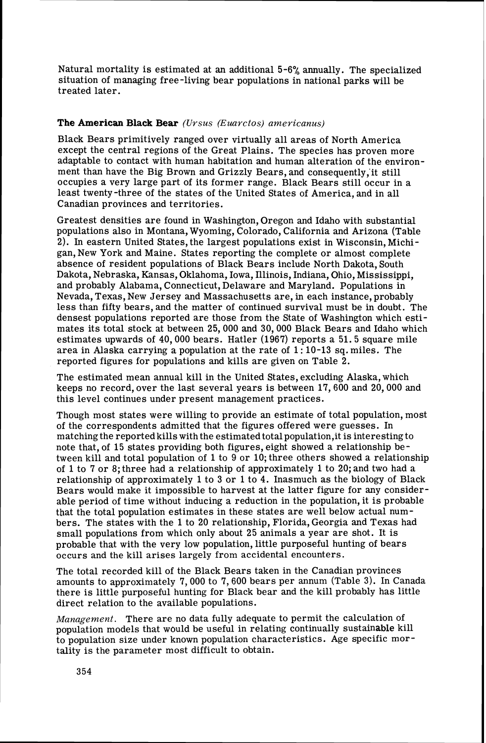Natural mortality is estimated at an additional 5-6% annually. The specialized situation of managing free-living bear populations in national parks will be treated later.

### The American Black Bear *(Ursus (Euarctos) americanus)*

Black Bears primitively ranged over virtually all areas of North America except the central regions of the Great Plains. The species has proven more adaptable to contact with human habitation and human alteration of the environment than have the Big Brown and Grizzly Bears, and consequently, it still occupies a very large part of its former range. Black Bears still occur in a least twenty-three of the states of the United States of America, and in all Canadian provinces and territories.

Greatest densities are found in Washington, Oregon and Idaho with substantial populations also in Montana, Wyoming, Colorado, California and Arizona (Table 2). In eastern United States, the largest populations exist in Wisconsin, Michigan, New York and Maine. States reporting the complete or almost complete absence of resident populations of Black Bears include North Dakota, South Dakota, Nebraska, Kansas, Oklahoma, Iowa, Illinois, Indiana, Ohio, Mississippi, and probably Alabama, Connecticut, Delaware and Maryland. Populations in Nevada, Texas, New Jersey and Massachusetts are, in each instance, probably less than fifty bears, and the matter of continued survival must be in doubt. The densest populations reported are those from the State of Washington which estimates its total stock at between 25,000 and 30,000 Black Bears and Idaho which estimates upwards of 40,000 bears. Hatler (1967) reports a 51.5 square mile area in Alaska carrying a population at the rate of 1:10-13 sq. miles. The reported figures for populations and kills are given on Table 2.

The estimated mean annual kill in the United States, excluding Alaska, which keeps no record, over the last several years is between 17,600 and 20,000 and this level continues under present management practices.

Though most states were willing to provide an estimate of total population, most of the correspondents admitted that the figures offered were guesses. In matching the reported kills with the estimated total population, it is interesting to note that, of 15 states providing both figures, eight showed a relationship between kill and total population of 1 to 9 or 10; three others showed a relationship of 1 to 7 or 8; three had a relationship of approximately 1 to 20; and two had a relationship of approximately 1 to 3 or 1 to 4. Inasmuch as the biology of Black Bears would make it impossible to harvest at the latter figure for any considerable period of time without inducing a reduction in the population, it is probable that the total population estimates in these states are well below actual numbers. The states with the 1 to 20 relationship, Florida, Georgia and Texas had small populations from which only about 25 animals a year are shot. It is probable that with the very low population, little purposeful hunting of bears occurs and the kill arises largely from accidental encounters.

The total recorded kill of the Black Bears taken in the Canadian provinces amounts to approximately 7,000 to 7,600 bears per annum (Table 3). In Canada there is little purposeful hunting for Black bear and the kill probably has little direct relation to the available populations.

*Management.* There are no data fully adequate to permit the calculation of population models that would be useful in relating continually sustainable kill to population size under known population characteristics. Age specific mortality is the parameter most difficult to obtain.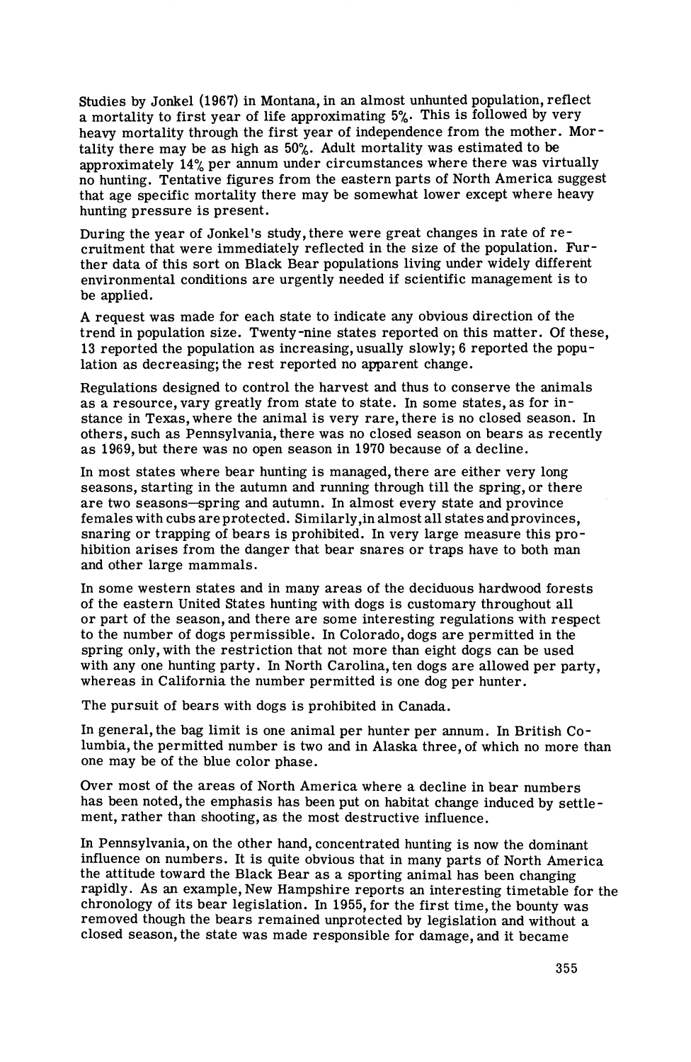Studies by Jonkel (1967) in Montana, in an almost unhunted population, reflect a mortality to first year of life approximating 5%. This is followed by very heavy mortality through the first year of independence from the mother. Mortality there may be as high as 50%. Adult mortality was estimated to be approximately 14% per annum under circumstances where there was virtually no hunting. Tentative figures from the eastern parts of North America suggest that age specific mortality there may be somewhat lower except where heavy hunting pressure is present.

During the year of Jonkel's study, there were great changes in rate of recruitment that were immediately reflected in the size of the population. Further data of this sort on Black Bear populations living under widely different environmental conditions are urgently needed if scientific management is to be applied.

A request was made for each state to indicate any obvious direction of the trend in population size. Twenty-nine states reported on this matter. Of these, 13 reported the population as increasing, usually slowly; 6 reported the population as decreasing; the rest reported no apparent change.

Regulations designed to control the harvest and thus to conserve the animals as a resource, vary greatly from state to state. In some states, as for instance in Texas, where the animal is very rare, there is no closed season. In others, such as Pennsylvania, there was no closed season on bears as recently as 1969, but there was no open season in 1970 because of a decline.

In most states where bear hunting is managed, there are either very long seasons, starting in the autumn and running through till the spring, or there are two seasons—spring and autumn. In almost every state and province females with cubs are protected. Similarly, in almost all states and provinces, snaring or trapping of bears is prohibited. In very large measure this prohibition arises from the danger that bear snares or traps have to both man and other large mammals.

In some western states and in many areas of the deciduous hardwood forests of the eastern United States hunting with dogs is customary throughout all or part of the season, and there are some interesting regulations with respect to the number of dogs permissible. In Colorado, dogs are permitted in the spring only, with the restriction that not more than eight dogs can be used with any one hunting party. In North Carolina, ten dogs are allowed per party, whereas in California the number permitted is one dog per hunter.

The pursuit of bears with dogs is prohibited in Canada.

In general, the bag limit is one animal per hunter per annum. In British Columbia, the permitted number is two and in Alaska three, of which no more than one may be of the blue color phase.

Over most of the areas of North America where a decline in bear numbers has been noted, the emphasis has been put on habitat change induced by settlement, rather than shooting, as the most destructive influence.

In Pennsylvania, on the other hand, concentrated hunting is now the dominant influence on numbers. It is quite obvious that in many parts of North America the attitude toward the Black Bear as a sporting animal has been changing rapidly. As an example, New Hampshire reports an interesting timetable for the chronology of its bear legislation. In 1955, for the first time, the bounty was removed though the bears remained unprotected by legislation and without a closed season, the state was made responsible for damage, and it became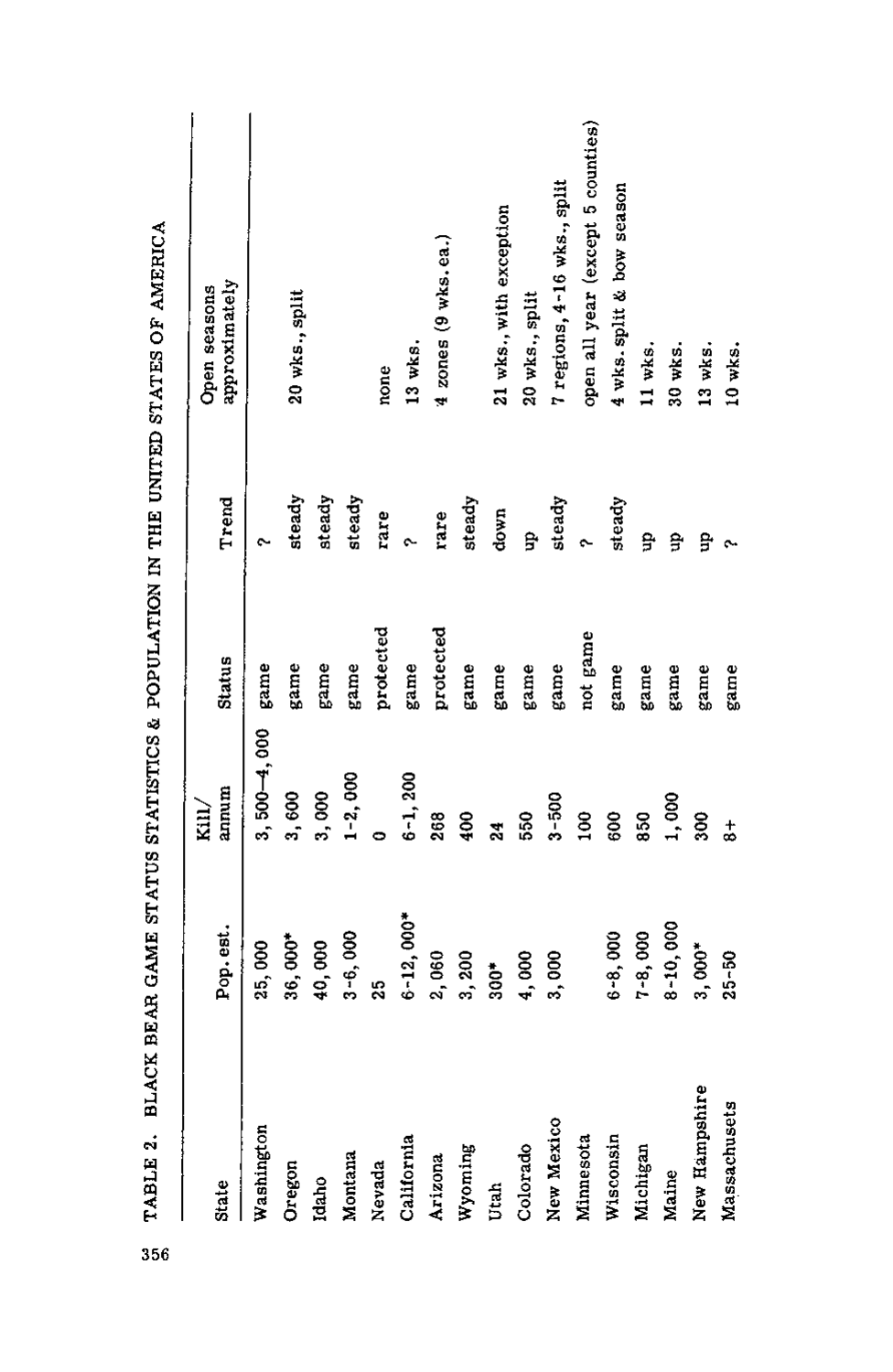TABLE 2. BLACK BEAR GAME STATUS STATISTICS & POPULATION IN THE UNITED STATES OF AMERICA

| State | Pop. est. | Kill/ annum | Status | Trend | Open seasons approximately |
|---|---|---|---|---|---|
| Washington | 25,000 | 3,500–4,000 | game | ? | |
| Oregon | 36,000* | 3,600 | game | steady | 20 wks., split |
| Idaho | 40,000 | 3,000 | game | steady | |
| Montana | 3-6,000 | 1-2,000 | game | steady | |
| Nevada | 25 | 0 | protected | rare | none |
| California | 6-12,000* | 6-1,200 | game | ? | 13 wks. |
| Arizona | 2,060 | 268 | protected | rare | 4 zones (9 wks. ea.) |
| Wyoming | 3,200 | 400 | game | steady | |
| Utah | 300* | 24 | game | down | 21 wks., with exception |
| Colorado | 4,000 | 550 | game | up | 20 wks., split |
| New Mexico | 3,000 | 3-500 | game | steady | 7 regions, 4-16 wks., split |
| Minnesota | | 100 | not game | ? | open all year (except 5 counties) |
| Wisconsin | 6-8,000 | 600 | game | steady | 4 wks. split & bow season |
| Michigan | 7-8,000 | 850 | game | up | 11 wks. |
| Maine | 8-10,000 | 1,000 | game | up | 30 wks. |
| New Hampshire | 3,000* | 300 | game | up | 13 wks. |
| Massachusets | 25-50 | 8+ | game | ? | 10 wks. |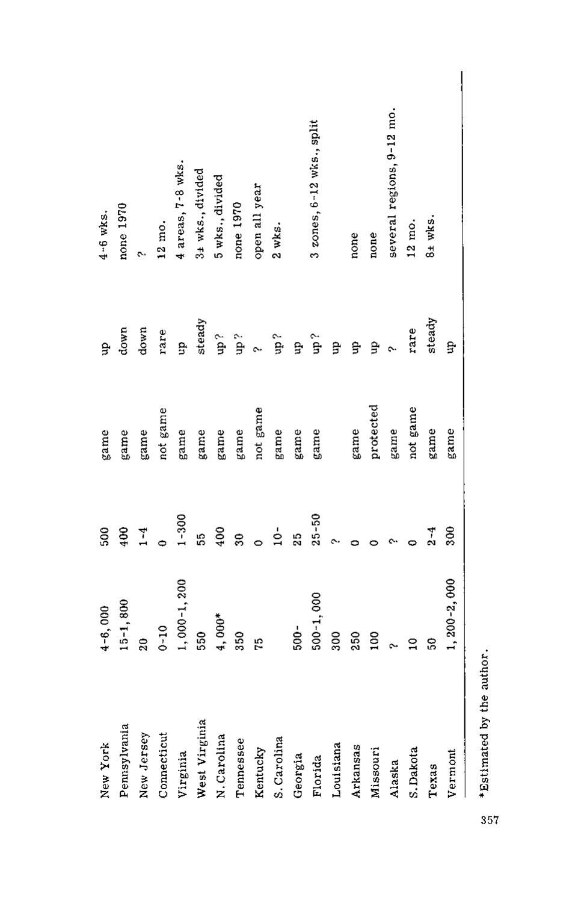| | | | | | |
|---|---|---|---|---|---|
| New York | 4-6,000 | 500 | game | up | 4-6 wks. |
| Pennsylvania | 15-1,800 | 400 | game | down | none 1970 |
| New Jersey | 20 | 1-4 | game | down | ? |
| Connecticut | 0-10 | 0 | not game | rare | 12 mo. |
| Virginia | 1,000-1,200 | 1-300 | game | up | 4 areas, 7-8 wks. |
| West Virginia | 550 | 55 | game | steady | 3± wks., divided |
| N. Carolina | 4,000* | 400 | game | up? | 5 wks., divided |
| Tennessee | 350 | 30 | game | up? | none 1970 |
| Kentucky | 75 | 0 | not game | ? | open all year |
| S. Carolina | | 10- | game | up? | 2 wks. |
| Georgia | 500- | 25 | game | up | |
| Florida | 500-1,000 | 25-50 | game | up? | 3 zones, 6-12 wks., split |
| Louisiana | 300 | ? | | up | |
| Arkansas | 250 | 0 | game | up | none |
| Missouri | 100 | 0 | protected | up | none |
| Alaska | ? | ? | game | ? | several regions, 9-12 mo. |
| S. Dakota | 10 | 0 | not game | rare | 12 mo. |
| Texas | 50 | 2-4 | game | steady | 8± wks. |
| Vermont | 1,200-2,000 | 300 | game | up | |

*Estimated by the author.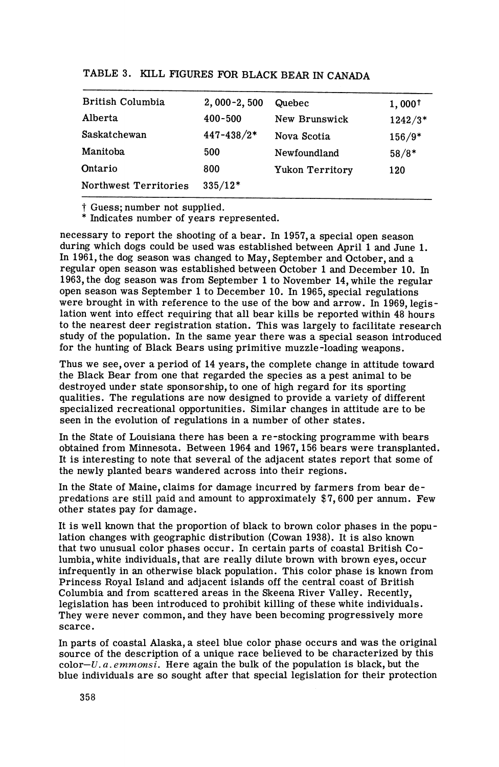TABLE 3. KILL FIGURES FOR BLACK BEAR IN CANADA

| | | | |
|---|---|---|---|
| British Columbia | 2,000-2,500 | Quebec | 1,000† |
| Alberta | 400-500 | New Brunswick | 1242/3* |
| Saskatchewan | 447-438/2* | Nova Scotia | 156/9* |
| Manitoba | 500 | Newfoundland | 58/8* |
| Ontario | 800 | Yukon Territory | 120 |
| Northwest Territories | 335/12* | | |

† Guess; number not supplied.
* Indicates number of years represented.

necessary to report the shooting of a bear. In 1957, a special open season during which dogs could be used was established between April 1 and June 1. In 1961, the dog season was changed to May, September and October, and a regular open season was established between October 1 and December 10. In 1963, the dog season was from September 1 to November 14, while the regular open season was September 1 to December 10. In 1965, special regulations were brought in with reference to the use of the bow and arrow. In 1969, legislation went into effect requiring that all bear kills be reported within 48 hours to the nearest deer registration station. This was largely to facilitate research study of the population. In the same year there was a special season introduced for the hunting of Black Bears using primitive muzzle-loading weapons.

Thus we see, over a period of 14 years, the complete change in attitude toward the Black Bear from one that regarded the species as a pest animal to be destroyed under state sponsorship, to one of high regard for its sporting qualities. The regulations are now designed to provide a variety of different specialized recreational opportunities. Similar changes in attitude are to be seen in the evolution of regulations in a number of other states.

In the State of Louisiana there has been a re-stocking programme with bears obtained from Minnesota. Between 1964 and 1967, 156 bears were transplanted. It is interesting to note that several of the adjacent states report that some of the newly planted bears wandered across into their regions.

In the State of Maine, claims for damage incurred by farmers from bear depredations are still paid and amount to approximately $7,600 per annum. Few other states pay for damage.

It is well known that the proportion of black to brown color phases in the population changes with geographic distribution (Cowan 1938). It is also known that two unusual color phases occur. In certain parts of coastal British Columbia, white individuals, that are really dilute brown with brown eyes, occur infrequently in an otherwise black population. This color phase is known from Princess Royal Island and adjacent islands off the central coast of British Columbia and from scattered areas in the Skeena River Valley. Recently, legislation has been introduced to prohibit killing of these white individuals. They were never common, and they have been becoming progressively more scarce.

In parts of coastal Alaska, a steel blue color phase occurs and was the original source of the description of a unique race believed to be characterized by this color—*U. a. emmonsi*. Here again the bulk of the population is black, but the blue individuals are so sought after that special legislation for their protection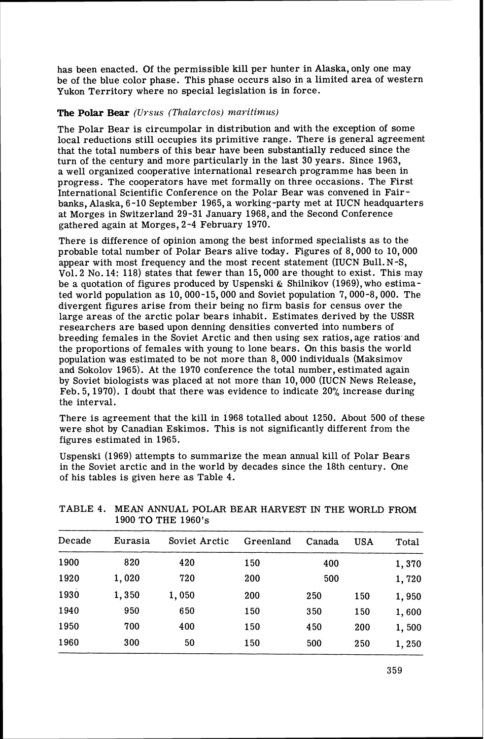has been enacted. Of the permissible kill per hunter in Alaska, only one may be of the blue color phase. This phase occurs also in a limited area of western Yukon Territory where no special legislation is in force.

### The Polar Bear *(Ursus (Thalarctos) maritimus)*

The Polar Bear is circumpolar in distribution and with the exception of some local reductions still occupies its primitive range. There is general agreement that the total numbers of this bear have been substantially reduced since the turn of the century and more particularly in the last 30 years. Since 1963, a well organized cooperative international research programme has been in progress. The cooperators have met formally on three occasions. The First International Scientific Conference on the Polar Bear was convened in Fairbanks, Alaska, 6-10 September 1965, a working-party met at IUCN headquarters at Morges in Switzerland 29-31 January 1968, and the Second Conference gathered again at Morges, 2-4 February 1970.

There is difference of opinion among the best informed specialists as to the probable total number of Polar Bears alive today. Figures of 8,000 to 10,000 appear with most frequency and the most recent statement (IUCN Bull. N-S, Vol. 2 No. 14: 118) states that fewer than 15,000 are thought to exist. This may be a quotation of figures produced by Uspenski & Shilnikov (1969), who estimated world population as 10,000-15,000 and Soviet population 7,000-8,000. The divergent figures arise from their being no firm basis for census over the large areas of the arctic polar bears inhabit. Estimates derived by the USSR researchers are based upon denning densities converted into numbers of breeding females in the Soviet Arctic and then using sex ratios, age ratios and the proportions of females with young to lone bears. On this basis the world population was estimated to be not more than 8,000 individuals (Maksimov and Sokolov 1965). At the 1970 conference the total number, estimated again by Soviet biologists was placed at not more than 10,000 (IUCN News Release, Feb. 5, 1970). I doubt that there was evidence to indicate 20% increase during the interval.

There is agreement that the kill in 1968 totalled about 1250. About 500 of these were shot by Canadian Eskimos. This is not significantly different from the figures estimated in 1965.

Uspenski (1969) attempts to summarize the mean annual kill of Polar Bears in the Soviet arctic and in the world by decades since the 18th century. One of his tables is given here as Table 4.

TABLE 4. MEAN ANNUAL POLAR BEAR HARVEST IN THE WORLD FROM 1900 TO THE 1960's

| Decade | Eurasia | Soviet Arctic | Greenland | Canada | USA | Total |
|---|---|---|---|---|---|---|
| 1900 | 820 | 420 | 150 | 400 | | 1,370 |
| 1920 | 1,020 | 720 | 200 | 500 | | 1,720 |
| 1930 | 1,350 | 1,050 | 200 | 250 | 150 | 1,950 |
| 1940 | 950 | 650 | 150 | 350 | 150 | 1,600 |
| 1950 | 700 | 400 | 150 | 450 | 200 | 1,500 |
| 1960 | 300 | 50 | 150 | 500 | 250 | 1,250 |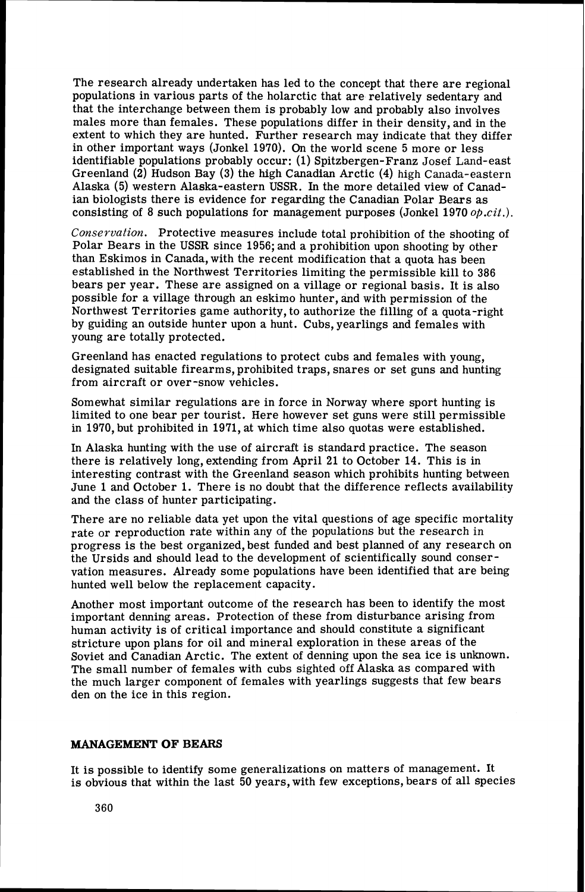The research already undertaken has led to the concept that there are regional populations in various parts of the holarctic that are relatively sedentary and that the interchange between them is probably low and probably also involves males more than females. These populations differ in their density, and in the extent to which they are hunted. Further research may indicate that they differ in other important ways (Jonkel 1970). On the world scene 5 more or less identifiable populations probably occur: (1) Spitzbergen-Franz Josef Land-east Greenland (2) Hudson Bay (3) the high Canadian Arctic (4) high Canada-eastern Alaska (5) western Alaska-eastern USSR. In the more detailed view of Canadian biologists there is evidence for regarding the Canadian Polar Bears as consisting of 8 such populations for management purposes (Jonkel 1970 *op.cit.*).

*Conservation.* Protective measures include total prohibition of the shooting of Polar Bears in the USSR since 1956; and a prohibition upon shooting by other than Eskimos in Canada, with the recent modification that a quota has been established in the Northwest Territories limiting the permissible kill to 386 bears per year. These are assigned on a village or regional basis. It is also possible for a village through an eskimo hunter, and with permission of the Northwest Territories game authority, to authorize the filling of a quota-right by guiding an outside hunter upon a hunt. Cubs, yearlings and females with young are totally protected.

Greenland has enacted regulations to protect cubs and females with young, designated suitable firearms, prohibited traps, snares or set guns and hunting from aircraft or over-snow vehicles.

Somewhat similar regulations are in force in Norway where sport hunting is limited to one bear per tourist. Here however set guns were still permissible in 1970, but prohibited in 1971, at which time also quotas were established.

In Alaska hunting with the use of aircraft is standard practice. The season there is relatively long, extending from April 21 to October 14. This is in interesting contrast with the Greenland season which prohibits hunting between June 1 and October 1. There is no doubt that the difference reflects availability and the class of hunter participating.

There are no reliable data yet upon the vital questions of age specific mortality rate or reproduction rate within any of the populations but the research in progress is the best organized, best funded and best planned of any research on the Ursids and should lead to the development of scientifically sound conservation measures. Already some populations have been identified that are being hunted well below the replacement capacity.

Another most important outcome of the research has been to identify the most important denning areas. Protection of these from disturbance arising from human activity is of critical importance and should constitute a significant stricture upon plans for oil and mineral exploration in these areas of the Soviet and Canadian Arctic. The extent of denning upon the sea ice is unknown. The small number of females with cubs sighted off Alaska as compared with the much larger component of females with yearlings suggests that few bears den on the ice in this region.

## MANAGEMENT OF BEARS

It is possible to identify some generalizations on matters of management. It is obvious that within the last 50 years, with few exceptions, bears of all species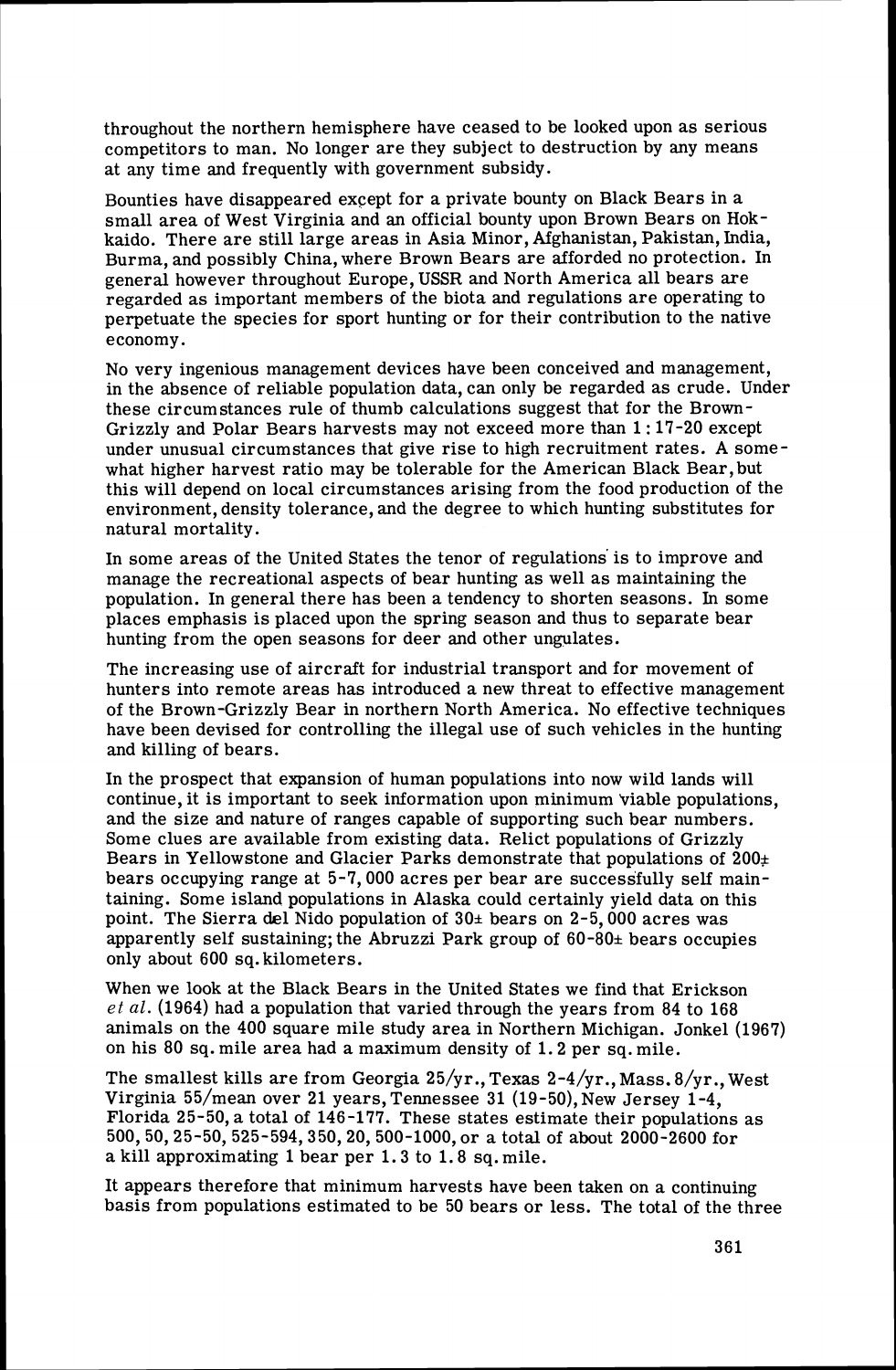throughout the northern hemisphere have ceased to be looked upon as serious competitors to man. No longer are they subject to destruction by any means at any time and frequently with government subsidy.

Bounties have disappeared except for a private bounty on Black Bears in a small area of West Virginia and an official bounty upon Brown Bears on Hokkaido. There are still large areas in Asia Minor, Afghanistan, Pakistan, India, Burma, and possibly China, where Brown Bears are afforded no protection. In general however throughout Europe, USSR and North America all bears are regarded as important members of the biota and regulations are operating to perpetuate the species for sport hunting or for their contribution to the native economy.

No very ingenious management devices have been conceived and management, in the absence of reliable population data, can only be regarded as crude. Under these circumstances rule of thumb calculations suggest that for the Brown-Grizzly and Polar Bears harvests may not exceed more than 1:17-20 except under unusual circumstances that give rise to high recruitment rates. A somewhat higher harvest ratio may be tolerable for the American Black Bear, but this will depend on local circumstances arising from the food production of the environment, density tolerance, and the degree to which hunting substitutes for natural mortality.

In some areas of the United States the tenor of regulations is to improve and manage the recreational aspects of bear hunting as well as maintaining the population. In general there has been a tendency to shorten seasons. In some places emphasis is placed upon the spring season and thus to separate bear hunting from the open seasons for deer and other ungulates.

The increasing use of aircraft for industrial transport and for movement of hunters into remote areas has introduced a new threat to effective management of the Brown-Grizzly Bear in northern North America. No effective techniques have been devised for controlling the illegal use of such vehicles in the hunting and killing of bears.

In the prospect that expansion of human populations into now wild lands will continue, it is important to seek information upon minimum viable populations, and the size and nature of ranges capable of supporting such bear numbers. Some clues are available from existing data. Relict populations of Grizzly Bears in Yellowstone and Glacier Parks demonstrate that populations of 200± bears occupying range at 5-7,000 acres per bear are successfully self maintaining. Some island populations in Alaska could certainly yield data on this point. The Sierra del Nido population of 30± bears on 2-5,000 acres was apparently self sustaining; the Abruzzi Park group of 60-80± bears occupies only about 600 sq. kilometers.

When we look at the Black Bears in the United States we find that Erickson *et al.* (1964) had a population that varied through the years from 84 to 168 animals on the 400 square mile study area in Northern Michigan. Jonkel (1967) on his 80 sq. mile area had a maximum density of 1.2 per sq. mile.

The smallest kills are from Georgia 25/yr., Texas 2-4/yr., Mass. 8/yr., West Virginia 55/mean over 21 years, Tennessee 31 (19-50), New Jersey 1-4, Florida 25-50, a total of 146-177. These states estimate their populations as 500, 50, 25-50, 525-594, 350, 20, 500-1000, or a total of about 2000-2600 for a kill approximating 1 bear per 1.3 to 1.8 sq. mile.

It appears therefore that minimum harvests have been taken on a continuing basis from populations estimated to be 50 bears or less. The total of the three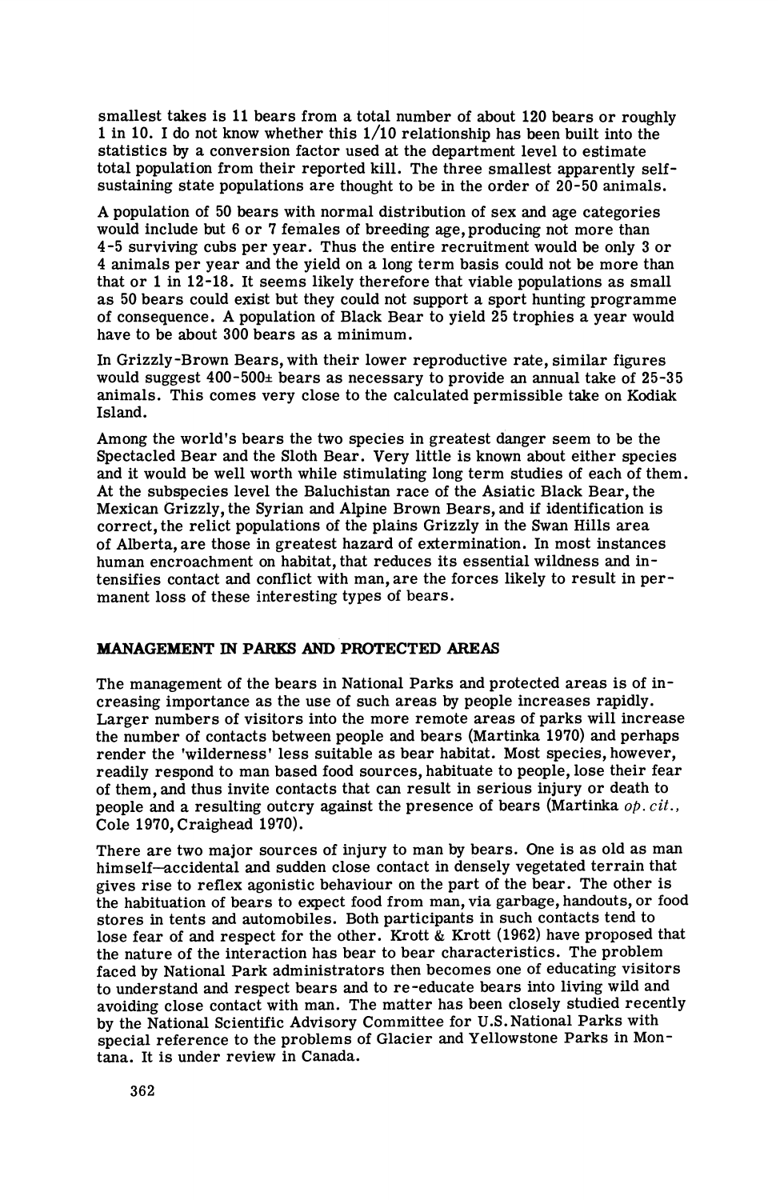smallest takes is 11 bears from a total number of about 120 bears or roughly 1 in 10. I do not know whether this 1/10 relationship has been built into the statistics by a conversion factor used at the department level to estimate total population from their reported kill. The three smallest apparently self-sustaining state populations are thought to be in the order of 20-50 animals.

A population of 50 bears with normal distribution of sex and age categories would include but 6 or 7 females of breeding age, producing not more than 4-5 surviving cubs per year. Thus the entire recruitment would be only 3 or 4 animals per year and the yield on a long term basis could not be more than that or 1 in 12-18. It seems likely therefore that viable populations as small as 50 bears could exist but they could not support a sport hunting programme of consequence. A population of Black Bear to yield 25 trophies a year would have to be about 300 bears as a minimum.

In Grizzly-Brown Bears, with their lower reproductive rate, similar figures would suggest 400-500± bears as necessary to provide an annual take of 25-35 animals. This comes very close to the calculated permissible take on Kodiak Island.

Among the world's bears the two species in greatest danger seem to be the Spectacled Bear and the Sloth Bear. Very little is known about either species and it would be well worth while stimulating long term studies of each of them. At the subspecies level the Baluchistan race of the Asiatic Black Bear, the Mexican Grizzly, the Syrian and Alpine Brown Bears, and if identification is correct, the relict populations of the plains Grizzly in the Swan Hills area of Alberta, are those in greatest hazard of extermination. In most instances human encroachment on habitat, that reduces its essential wildness and intensifies contact and conflict with man, are the forces likely to result in permanent loss of these interesting types of bears.

## MANAGEMENT IN PARKS AND PROTECTED AREAS

The management of the bears in National Parks and protected areas is of increasing importance as the use of such areas by people increases rapidly. Larger numbers of visitors into the more remote areas of parks will increase the number of contacts between people and bears (Martinka 1970) and perhaps render the 'wilderness' less suitable as bear habitat. Most species, however, readily respond to man based food sources, habituate to people, lose their fear of them, and thus invite contacts that can result in serious injury or death to people and a resulting outcry against the presence of bears (Martinka *op. cit.*, Cole 1970, Craighead 1970).

There are two major sources of injury to man by bears. One is as old as man himself—accidental and sudden close contact in densely vegetated terrain that gives rise to reflex agonistic behaviour on the part of the bear. The other is the habituation of bears to expect food from man, via garbage, handouts, or food stores in tents and automobiles. Both participants in such contacts tend to lose fear of and respect for the other. Krott & Krott (1962) have proposed that the nature of the interaction has bear to bear characteristics. The problem faced by National Park administrators then becomes one of educating visitors to understand and respect bears and to re-educate bears into living wild and avoiding close contact with man. The matter has been closely studied recently by the National Scientific Advisory Committee for U.S. National Parks with special reference to the problems of Glacier and Yellowstone Parks in Montana. It is under review in Canada.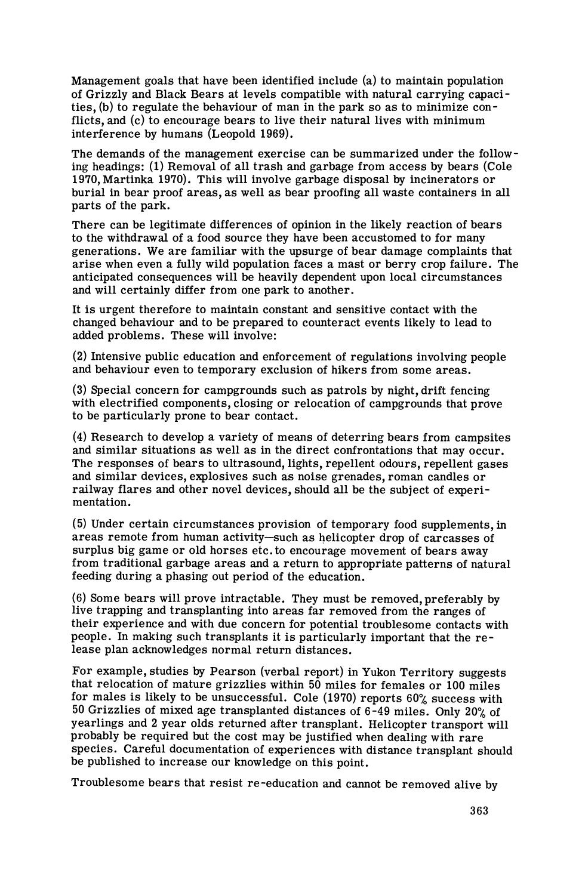Management goals that have been identified include (a) to maintain population of Grizzly and Black Bears at levels compatible with natural carrying capacities, (b) to regulate the behaviour of man in the park so as to minimize conflicts, and (c) to encourage bears to live their natural lives with minimum interference by humans (Leopold 1969).

The demands of the management exercise can be summarized under the following headings: (1) Removal of all trash and garbage from access by bears (Cole 1970, Martinka 1970). This will involve garbage disposal by incinerators or burial in bear proof areas, as well as bear proofing all waste containers in all parts of the park.

There can be legitimate differences of opinion in the likely reaction of bears to the withdrawal of a food source they have been accustomed to for many generations. We are familiar with the upsurge of bear damage complaints that arise when even a fully wild population faces a mast or berry crop failure. The anticipated consequences will be heavily dependent upon local circumstances and will certainly differ from one park to another.

It is urgent therefore to maintain constant and sensitive contact with the changed behaviour and to be prepared to counteract events likely to lead to added problems. These will involve:

(2) Intensive public education and enforcement of regulations involving people and behaviour even to temporary exclusion of hikers from some areas.

(3) Special concern for campgrounds such as patrols by night, drift fencing with electrified components, closing or relocation of campgrounds that prove to be particularly prone to bear contact.

(4) Research to develop a variety of means of deterring bears from campsites and similar situations as well as in the direct confrontations that may occur. The responses of bears to ultrasound, lights, repellent odours, repellent gases and similar devices, explosives such as noise grenades, roman candles or railway flares and other novel devices, should all be the subject of experimentation.

(5) Under certain circumstances provision of temporary food supplements, in areas remote from human activity—such as helicopter drop of carcasses of surplus big game or old horses etc. to encourage movement of bears away from traditional garbage areas and a return to appropriate patterns of natural feeding during a phasing out period of the education.

(6) Some bears will prove intractable. They must be removed, preferably by live trapping and transplanting into areas far removed from the ranges of their experience and with due concern for potential troublesome contacts with people. In making such transplants it is particularly important that the release plan acknowledges normal return distances.

For example, studies by Pearson (verbal report) in Yukon Territory suggests that relocation of mature grizzlies within 50 miles for females or 100 miles for males is likely to be unsuccessful. Cole (1970) reports 60% success with 50 Grizzlies of mixed age transplanted distances of 6-49 miles. Only 20% of yearlings and 2 year olds returned after transplant. Helicopter transport will probably be required but the cost may be justified when dealing with rare species. Careful documentation of experiences with distance transplant should be published to increase our knowledge on this point.

Troublesome bears that resist re-education and cannot be removed alive by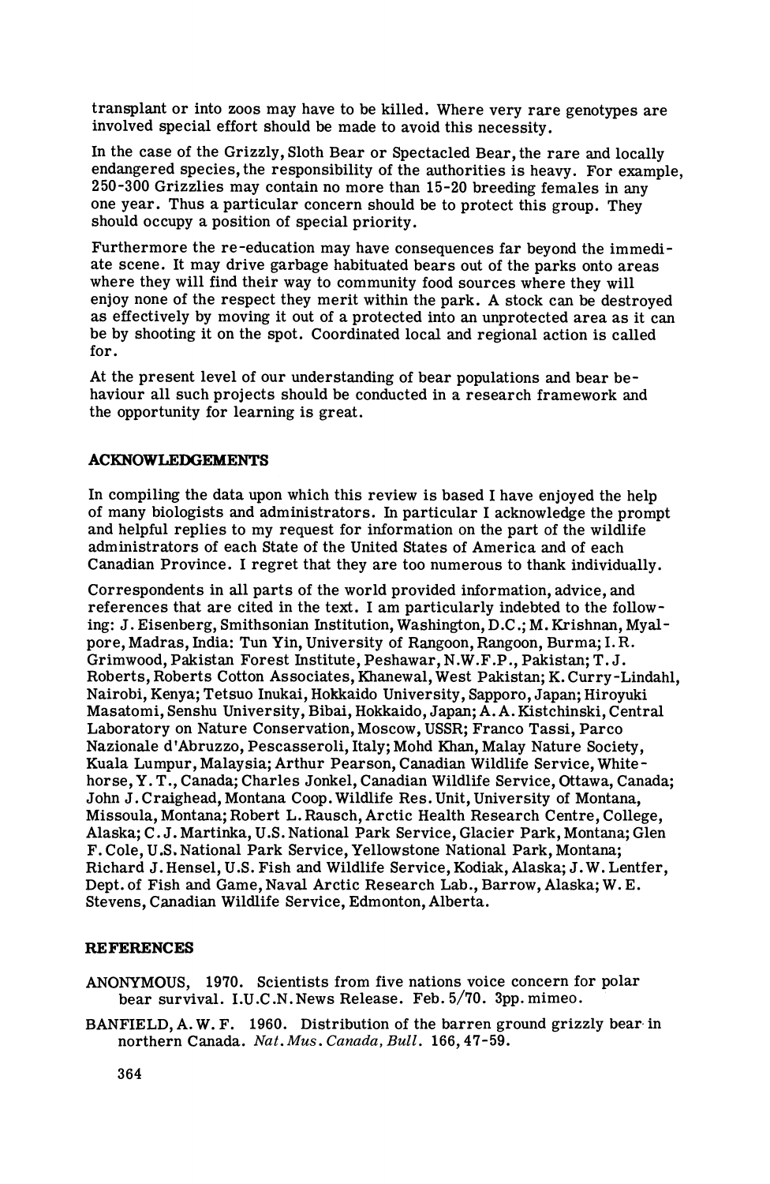transplant or into zoos may have to be killed. Where very rare genotypes are involved special effort should be made to avoid this necessity.

In the case of the Grizzly, Sloth Bear or Spectacled Bear, the rare and locally endangered species, the responsibility of the authorities is heavy. For example, 250-300 Grizzlies may contain no more than 15-20 breeding females in any one year. Thus a particular concern should be to protect this group. They should occupy a position of special priority.

Furthermore the re-education may have consequences far beyond the immediate scene. It may drive garbage habituated bears out of the parks onto areas where they will find their way to community food sources where they will enjoy none of the respect they merit within the park. A stock can be destroyed as effectively by moving it out of a protected into an unprotected area as it can be by shooting it on the spot. Coordinated local and regional action is called for.

At the present level of our understanding of bear populations and bear behaviour all such projects should be conducted in a research framework and the opportunity for learning is great.

## ACKNOWLEDGEMENTS

In compiling the data upon which this review is based I have enjoyed the help of many biologists and administrators. In particular I acknowledge the prompt and helpful replies to my request for information on the part of the wildlife administrators of each State of the United States of America and of each Canadian Province. I regret that they are too numerous to thank individually.

Correspondents in all parts of the world provided information, advice, and references that are cited in the text. I am particularly indebted to the following: J. Eisenberg, Smithsonian Institution, Washington, D.C.; M. Krishnan, Myalpore, Madras, India: Tun Yin, University of Rangoon, Rangoon, Burma; I. R. Grimwood, Pakistan Forest Institute, Peshawar, N.W.F.P., Pakistan; T. J. Roberts, Roberts Cotton Associates, Khanewal, West Pakistan; K. Curry-Lindahl, Nairobi, Kenya; Tetsuo Inukai, Hokkaido University, Sapporo, Japan; Hiroyuki Masatomi, Senshu University, Bibai, Hokkaido, Japan; A. A. Kistchinski, Central Laboratory on Nature Conservation, Moscow, USSR; Franco Tassi, Parco Nazionale d'Abruzzo, Pescasseroli, Italy; Mohd Khan, Malay Nature Society, Kuala Lumpur, Malaysia; Arthur Pearson, Canadian Wildlife Service, Whitehorse, Y. T., Canada; Charles Jonkel, Canadian Wildlife Service, Ottawa, Canada; John J. Craighead, Montana Coop. Wildlife Res. Unit, University of Montana, Missoula, Montana; Robert L. Rausch, Arctic Health Research Centre, College, Alaska; C. J. Martinka, U.S. National Park Service, Glacier Park, Montana; Glen F. Cole, U.S. National Park Service, Yellowstone National Park, Montana; Richard J. Hensel, U.S. Fish and Wildlife Service, Kodiak, Alaska; J. W. Lentfer, Dept. of Fish and Game, Naval Arctic Research Lab., Barrow, Alaska; W. E. Stevens, Canadian Wildlife Service, Edmonton, Alberta.

## REFERENCES

ANONYMOUS, 1970. Scientists from five nations voice concern for polar bear survival. I.U.C.N. News Release. Feb. 5/70. 3pp. mimeo.

BANFIELD, A. W. F. 1960. Distribution of the barren ground grizzly bear in northern Canada. *Nat. Mus. Canada, Bull.* 166, 47-59.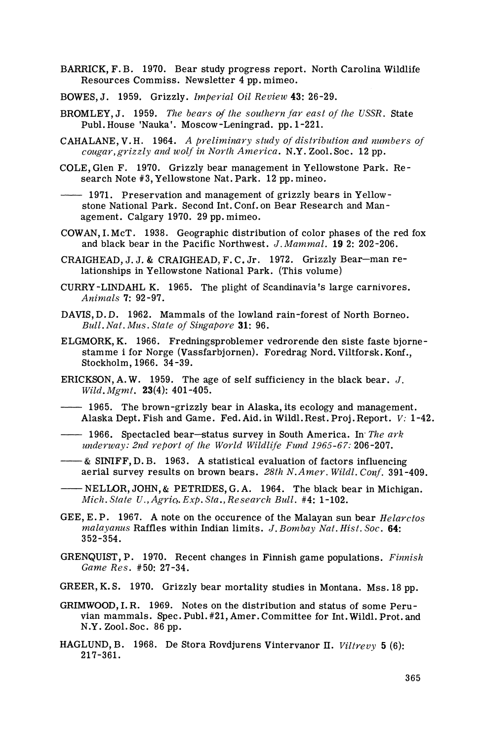BARRICK, F.B. 1970. Bear study progress report. North Carolina Wildlife Resources Commiss. Newsletter 4 pp. mimeo.

BOWES, J. 1959. Grizzly. *Imperial Oil Review* **43**: 26-29.

BROMLEY, J. 1959. *The bears of the southern far east of the USSR.* State Publ. House 'Nauka'. Moscow-Leningrad. pp. 1-221.

CAHALANE, V.H. 1964. *A preliminary study of distribution and numbers of cougar, grizzly and wolf in North America.* N.Y. Zool. Soc. 12 pp.

COLE, Glen F. 1970. Grizzly bear management in Yellowstone Park. Research Note #3, Yellowstone Nat. Park. 12 pp. mineo.

—— 1971. Preservation and management of grizzly bears in Yellowstone National Park. Second Int. Conf. on Bear Research and Management. Calgary 1970. 29 pp. mimeo.

COWAN, I. McT. 1938. Geographic distribution of color phases of the red fox and black bear in the Pacific Northwest. *J. Mammal.* **19** 2: 202-206.

CRAIGHEAD, J. J. & CRAIGHEAD, F. C. Jr. 1972. Grizzly Bear—man relationships in Yellowstone National Park. (This volume)

CURRY-LINDAHL K. 1965. The plight of Scandinavia's large carnivores. *Animals* **7**: 92-97.

DAVIS, D. D. 1962. Mammals of the lowland rain-forest of North Borneo. *Bull. Nat. Mus. State of Singapore* **31**: 96.

ELGMORK, K. 1966. Fredningsproblemer vedrorende den siste faste bjornestamme i for Norge (Vassfarbjornen). Foredrag Nord. Viltforsk. Konf., Stockholm, 1966. 34-39.

ERICKSON, A. W. 1959. The age of self sufficiency in the black bear. *J. Wild. Mgmt.* **23**(4): 401-405.

—— 1965. The brown-grizzly bear in Alaska, its ecology and management. Alaska Dept. Fish and Game. Fed. Aid. in Wildl. Rest. Proj. Report. *V*: 1-42.

—— 1966. Spectacled bear—status survey in South America. In *The ark underway: 2nd report of the World Wildlife Fund 1965-67*: 206-207.

—— & SINIFF, D. B. 1963. A statistical evaluation of factors influencing aerial survey results on brown bears. *28th N. Amer. Wildl. Conf.* 391-409.

—— NELLOR, JOHN, & PETRIDES, G. A. 1964. The black bear in Michigan. *Mich. State U., Agric. Exp. Sta., Research Bull.* #4: 1-102.

GEE, E. P. 1967. A note on the occurence of the Malayan sun bear *Helarctos malayanus* Raffles within Indian limits. *J. Bombay Nat. Hist. Soc.* **64**: 352-354.

GRENQUIST, P. 1970. Recent changes in Finnish game populations. *Finnish Game Res.* #50: 27-34.

GREER, K. S. 1970. Grizzly bear mortality studies in Montana. Mss. 18 pp.

GRIMWOOD, I. R. 1969. Notes on the distribution and status of some Peruvian mammals. Spec. Publ. #21, Amer. Committee for Int. Wildl. Prot. and N.Y. Zool. Soc. 86 pp.

HAGLUND, B. 1968. De Stora Rovdjurens Vintervanor II. *Viltrevy* **5** (6): 217-361.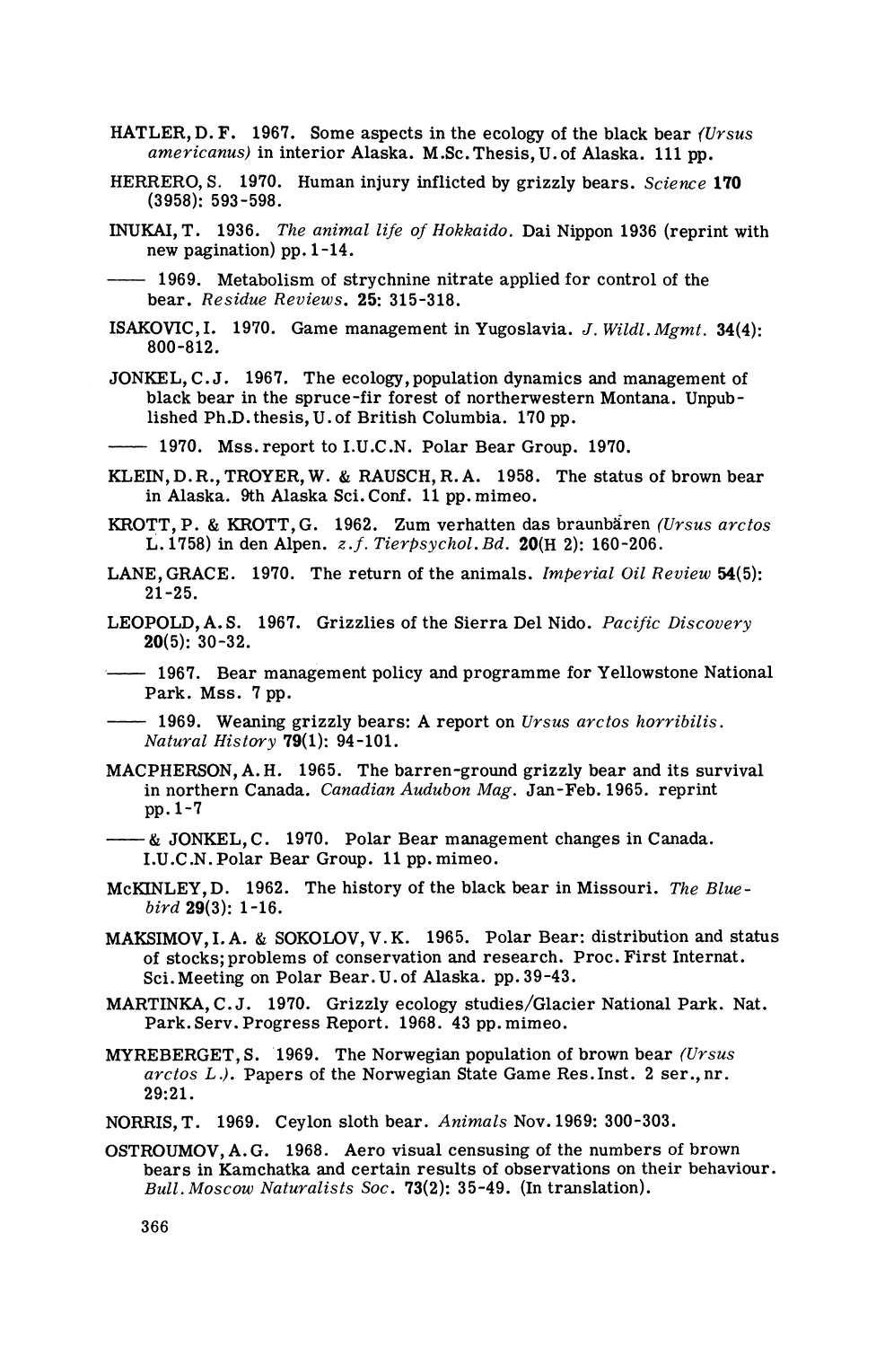HATLER, D. F. 1967. Some aspects in the ecology of the black bear *(Ursus americanus)* in interior Alaska. M.Sc. Thesis, U. of Alaska. 111 pp.

HERRERO, S. 1970. Human injury inflicted by grizzly bears. *Science* **170** (3958): 593-598.

INUKAI, T. 1936. *The animal life of Hokkaido.* Dai Nippon 1936 (reprint with new pagination) pp. 1-14.

—— 1969. Metabolism of strychnine nitrate applied for control of the bear. *Residue Reviews.* **25**: 315-318.

ISAKOVIC, I. 1970. Game management in Yugoslavia. *J. Wildl. Mgmt.* **34**(4): 800-812.

JONKEL, C. J. 1967. The ecology, population dynamics and management of black bear in the spruce-fir forest of northerwestern Montana. Unpublished Ph.D. thesis, U. of British Columbia. 170 pp.

—— 1970. Mss. report to I.U.C.N. Polar Bear Group. 1970.

KLEIN, D. R., TROYER, W. & RAUSCH, R. A. 1958. The status of brown bear in Alaska. 9th Alaska Sci. Conf. 11 pp. mimeo.

KROTT, P. & KROTT, G. 1962. Zum verhatten das braunbären *(Ursus arctos* L. 1758) in den Alpen. *z. f. Tierpsychol. Bd.* **20**(H 2): 160-206.

LANE, GRACE. 1970. The return of the animals. *Imperial Oil Review* **54**(5): 21-25.

LEOPOLD, A. S. 1967. Grizzlies of the Sierra Del Nido. *Pacific Discovery* **20**(5): 30-32.

—— 1967. Bear management policy and programme for Yellowstone National Park. Mss. 7 pp.

—— 1969. Weaning grizzly bears: A report on *Ursus arctos horribilis. Natural History* **79**(1): 94-101.

MACPHERSON, A. H. 1965. The barren-ground grizzly bear and its survival in northern Canada. *Canadian Audubon Mag.* Jan-Feb. 1965. reprint pp. 1-7

—— & JONKEL, C. 1970. Polar Bear management changes in Canada. I.U.C.N. Polar Bear Group. 11 pp. mimeo.

McKINLEY, D. 1962. The history of the black bear in Missouri. *The Bluebird* **29**(3): 1-16.

MAKSIMOV, I. A. & SOKOLOV, V. K. 1965. Polar Bear: distribution and status of stocks; problems of conservation and research. Proc. First Internat. Sci. Meeting on Polar Bear. U. of Alaska. pp. 39-43.

MARTINKA, C. J. 1970. Grizzly ecology studies/Glacier National Park. Nat. Park. Serv. Progress Report. 1968. 43 pp. mimeo.

MYREBERGET, S. 1969. The Norwegian population of brown bear *(Ursus arctos L.)*. Papers of the Norwegian State Game Res. Inst. 2 ser., nr. 29:21.

NORRIS, T. 1969. Ceylon sloth bear. *Animals* Nov. 1969: 300-303.

OSTROUMOV, A. G. 1968. Aero visual censusing of the numbers of brown bears in Kamchatka and certain results of observations on their behaviour. *Bull. Moscow Naturalists Soc.* **73**(2): 35-49. (In translation).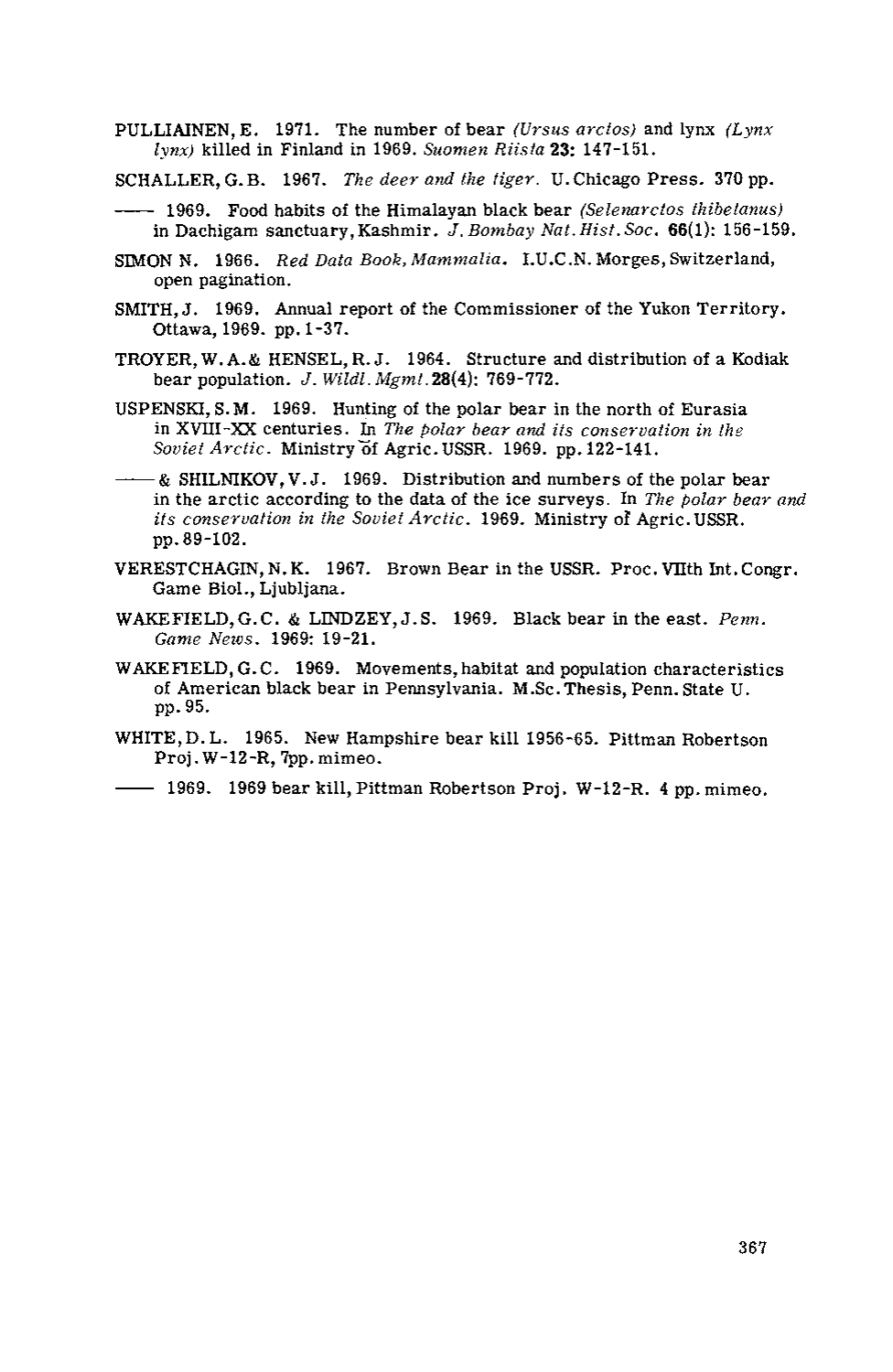PULLIAINEN, E. 1971. The number of bear *(Ursus arctos)* and lynx *(Lynx lynx)* killed in Finland in 1969. *Suomen Riista* **23**: 147-151.

SCHALLER, G. B. 1967. *The deer and the tiger*. U. Chicago Press. 370 pp.

—— 1969. Food habits of the Himalayan black bear *(Selenarctos thibetanus)* in Dachigam sanctuary, Kashmir. *J. Bombay Nat. Hist. Soc.* **66(1)**: 156-159.

SIMON N. 1966. *Red Data Book, Mammalia*. I.U.C.N. Morges, Switzerland, open pagination.

SMITH, J. 1969. Annual report of the Commissioner of the Yukon Territory. Ottawa, 1969. pp. 1-37.

TROYER, W. A. & HENSEL, R. J. 1964. Structure and distribution of a Kodiak bear population. *J. Wildl. Mgmt.* **28(4)**: 769-772.

USPENSKI, S. M. 1969. Hunting of the polar bear in the north of Eurasia in XVIII-XX centuries. In *The polar bear and its conservation in the Soviet Arctic*. Ministry of Agric. USSR. 1969. pp. 122-141.

—— & SHILNIKOV, V. J. 1969. Distribution and numbers of the polar bear in the arctic according to the data of the ice surveys. In *The polar bear and its conservation in the Soviet Arctic*. 1969. Ministry of Agric. USSR. pp. 89-102.

VERESTCHAGIN, N. K. 1967. Brown Bear in the USSR. Proc. VIIth Int. Congr. Game Biol., Ljubljana.

WAKEFIELD, G. C. & LINDZEY, J. S. 1969. Black bear in the east. *Penn. Game News*. 1969: 19-21.

WAKEFIELD, G. C. 1969. Movements, habitat and population characteristics of American black bear in Pennsylvania. M.Sc. Thesis, Penn. State U. pp. 95.

WHITE, D. L. 1965. New Hampshire bear kill 1956-65. Pittman Robertson Proj. W-12-R, 7pp. mimeo.

—— 1969. 1969 bear kill, Pittman Robertson Proj. W-12-R. 4 pp. mimeo.